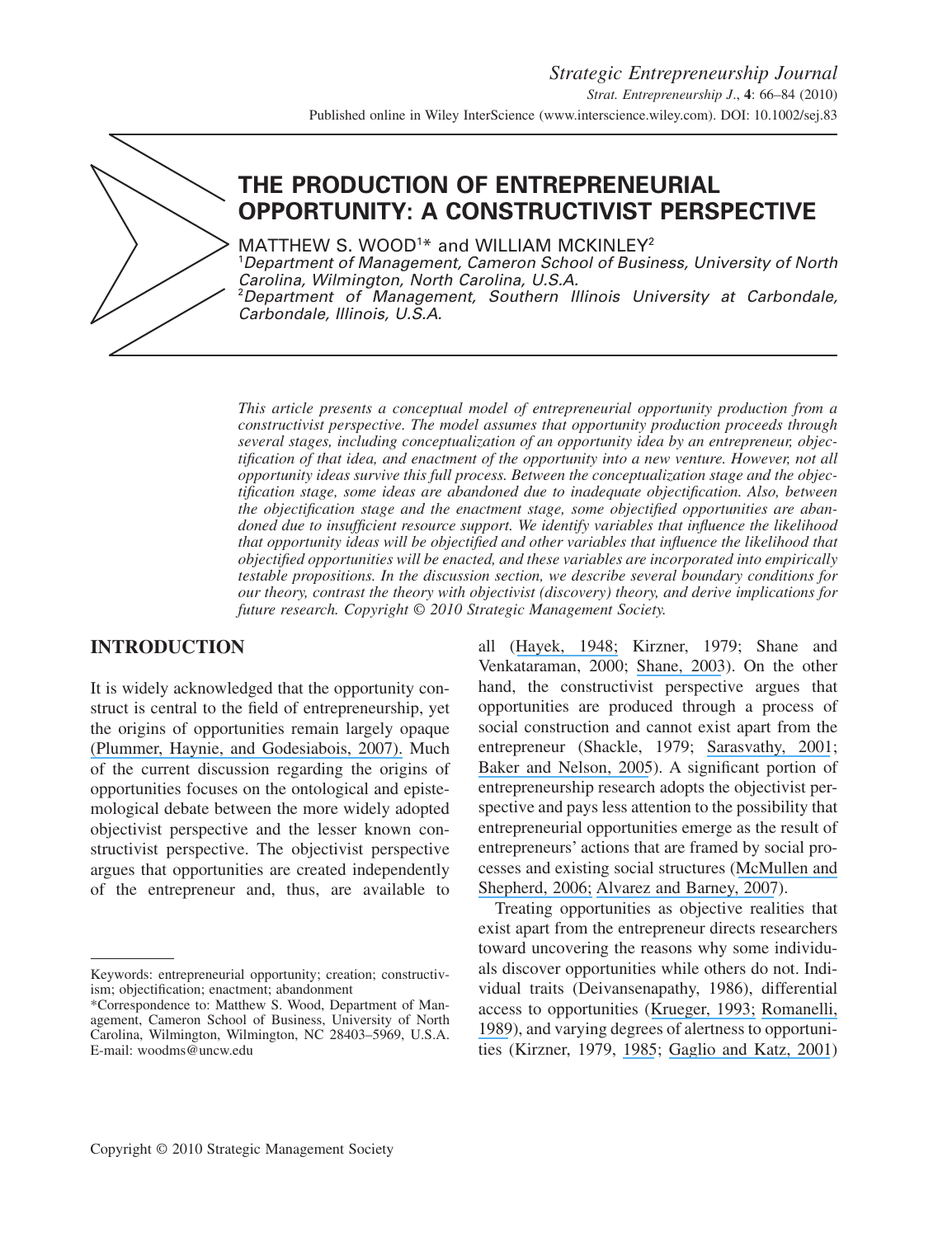# THE PRODUCTION OF ENTREPRENEURIAL OPPORTUNITY: A CONSTRUCTIVIST PERSPECTIVE

MATTHEW S. WOOD[1]* and WILLIAM MCKINLEY[2]

[1]*Department of Management, Cameron School of Business, University of North Carolina, Wilmington, North Carolina, U.S.A.*

[2]*Department of Management, Southern Illinois University at Carbondale, Carbondale, Illinois, U.S.A.*

*This article presents a conceptual model of entrepreneurial opportunity production from a constructivist perspective. The model assumes that opportunity production proceeds through several stages, including conceptualization of an opportunity idea by an entrepreneur, objectification of that idea, and enactment of the opportunity into a new venture. However, not all opportunity ideas survive this full process. Between the conceptualization stage and the objectification stage, some ideas are abandoned due to inadequate objectification. Also, between the objectification stage and the enactment stage, some objectified opportunities are abandoned due to insufficient resource support. We identify variables that influence the likelihood that opportunity ideas will be objectified and other variables that influence the likelihood that objectified opportunities will be enacted, and these variables are incorporated into empirically testable propositions. In the discussion section, we describe several boundary conditions for our theory, contrast the theory with objectivist (discovery) theory, and derive implications for future research. Copyright © 2010 Strategic Management Society.*

## INTRODUCTION

It is widely acknowledged that the opportunity construct is central to the field of entrepreneurship, yet the origins of opportunities remain largely opaque (Plummer, Haynie, and Godesiabois, 2007). Much of the current discussion regarding the origins of opportunities focuses on the ontological and epistemological debate between the more widely adopted objectivist perspective and the lesser known constructivist perspective. The objectivist perspective argues that opportunities are created independently of the entrepreneur and, thus, are available to all (Hayek, 1948; Kirzner, 1979; Shane and Venkataraman, 2000; Shane, 2003). On the other hand, the constructivist perspective argues that opportunities are produced through a process of social construction and cannot exist apart from the entrepreneur (Shackle, 1979; Sarasvathy, 2001; Baker and Nelson, 2005). A significant portion of entrepreneurship research adopts the objectivist perspective and pays less attention to the possibility that entrepreneurial opportunities emerge as the result of entrepreneurs' actions that are framed by social processes and existing social structures (McMullen and Shepherd, 2006; Alvarez and Barney, 2007).

Treating opportunities as objective realities that exist apart from the entrepreneur directs researchers toward uncovering the reasons why some individuals discover opportunities while others do not. Individual traits (Deivansenapathy, 1986), differential access to opportunities (Krueger, 1993; Romanelli, 1989), and varying degrees of alertness to opportunities (Kirzner, 1979, 1985; Gaglio and Katz, 2001)

---

Keywords: entrepreneurial opportunity; creation; constructivism; objectification; enactment; abandonment

*Correspondence to: Matthew S. Wood, Department of Management, Cameron School of Business, University of North Carolina, Wilmington, Wilmington, NC 28403–5969, U.S.A. E-mail: woodms@uncw.edu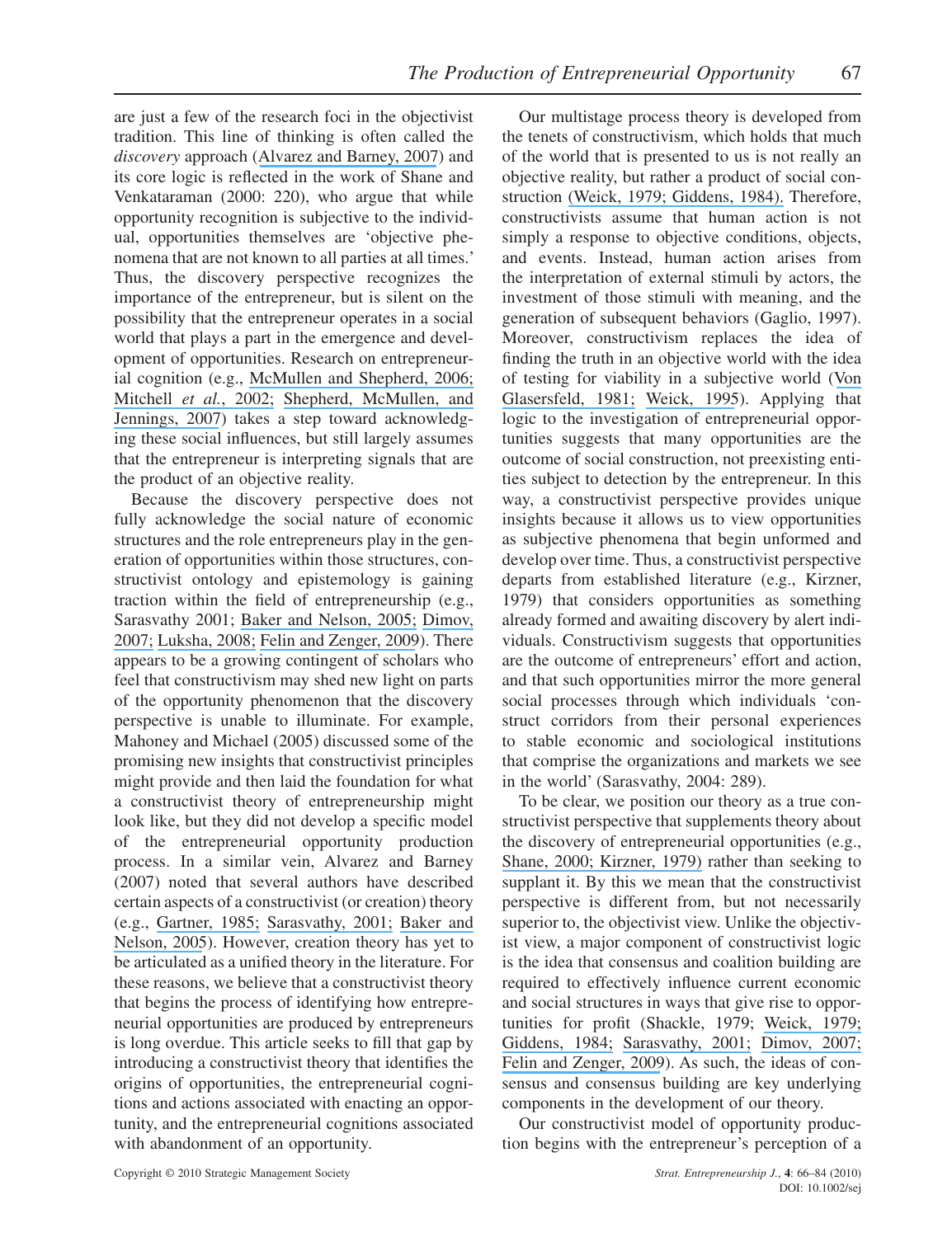are just a few of the research foci in the objectivist tradition. This line of thinking is often called the *discovery* approach (Alvarez and Barney, 2007) and its core logic is reflected in the work of Shane and Venkataraman (2000: 220), who argue that while opportunity recognition is subjective to the individual, opportunities themselves are 'objective phenomena that are not known to all parties at all times.' Thus, the discovery perspective recognizes the importance of the entrepreneur, but is silent on the possibility that the entrepreneur operates in a social world that plays a part in the emergence and development of opportunities. Research on entrepreneurial cognition (e.g., McMullen and Shepherd, 2006; Mitchell *et al.*, 2002; Shepherd, McMullen, and Jennings, 2007) takes a step toward acknowledging these social influences, but still largely assumes that the entrepreneur is interpreting signals that are the product of an objective reality.

Because the discovery perspective does not fully acknowledge the social nature of economic structures and the role entrepreneurs play in the generation of opportunities within those structures, constructivist ontology and epistemology is gaining traction within the field of entrepreneurship (e.g., Sarasvathy 2001; Baker and Nelson, 2005; Dimov, 2007; Luksha, 2008; Felin and Zenger, 2009). There appears to be a growing contingent of scholars who feel that constructivism may shed new light on parts of the opportunity phenomenon that the discovery perspective is unable to illuminate. For example, Mahoney and Michael (2005) discussed some of the promising new insights that constructivist principles might provide and then laid the foundation for what a constructivist theory of entrepreneurship might look like, but they did not develop a specific model of the entrepreneurial opportunity production process. In a similar vein, Alvarez and Barney (2007) noted that several authors have described certain aspects of a constructivist (or creation) theory (e.g., Gartner, 1985; Sarasvathy, 2001; Baker and Nelson, 2005). However, creation theory has yet to be articulated as a unified theory in the literature. For these reasons, we believe that a constructivist theory that begins the process of identifying how entrepreneurial opportunities are produced by entrepreneurs is long overdue. This article seeks to fill that gap by introducing a constructivist theory that identifies the origins of opportunities, the entrepreneurial cognitions and actions associated with enacting an opportunity, and the entrepreneurial cognitions associated with abandonment of an opportunity.

Our multistage process theory is developed from the tenets of constructivism, which holds that much of the world that is presented to us is not really an objective reality, but rather a product of social construction (Weick, 1979; Giddens, 1984). Therefore, constructivists assume that human action is not simply a response to objective conditions, objects, and events. Instead, human action arises from the interpretation of external stimuli by actors, the investment of those stimuli with meaning, and the generation of subsequent behaviors (Gaglio, 1997). Moreover, constructivism replaces the idea of finding the truth in an objective world with the idea of testing for viability in a subjective world (Von Glasersfeld, 1981; Weick, 1995). Applying that logic to the investigation of entrepreneurial opportunities suggests that many opportunities are the outcome of social construction, not preexisting entities subject to detection by the entrepreneur. In this way, a constructivist perspective provides unique insights because it allows us to view opportunities as subjective phenomena that begin unformed and develop over time. Thus, a constructivist perspective departs from established literature (e.g., Kirzner, 1979) that considers opportunities as something already formed and awaiting discovery by alert individuals. Constructivism suggests that opportunities are the outcome of entrepreneurs' effort and action, and that such opportunities mirror the more general social processes through which individuals 'construct corridors from their personal experiences to stable economic and sociological institutions that comprise the organizations and markets we see in the world' (Sarasvathy, 2004: 289).

To be clear, we position our theory as a true constructivist perspective that supplements theory about the discovery of entrepreneurial opportunities (e.g., Shane, 2000; Kirzner, 1979) rather than seeking to supplant it. By this we mean that the constructivist perspective is different from, but not necessarily superior to, the objectivist view. Unlike the objectivist view, a major component of constructivist logic is the idea that consensus and coalition building are required to effectively influence current economic and social structures in ways that give rise to opportunities for profit (Shackle, 1979; Weick, 1979; Giddens, 1984; Sarasvathy, 2001; Dimov, 2007; Felin and Zenger, 2009). As such, the ideas of consensus and consensus building are key underlying components in the development of our theory.

Our constructivist model of opportunity production begins with the entrepreneur's perception of a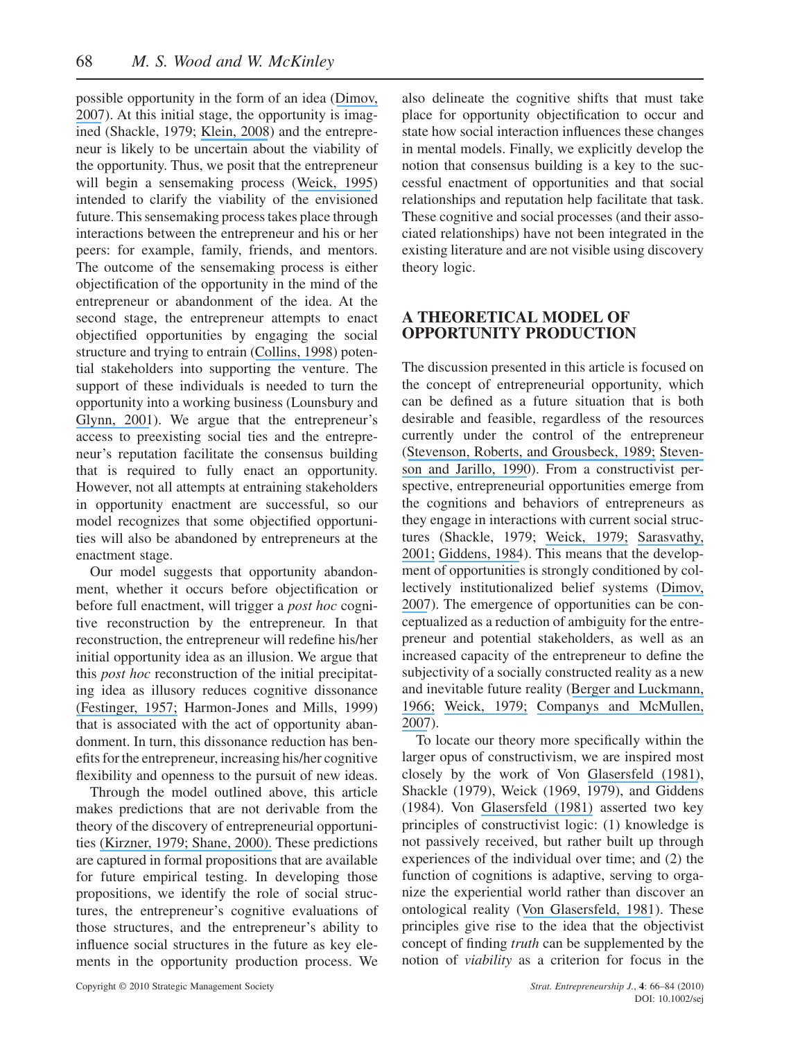possible opportunity in the form of an idea (Dimov, 2007). At this initial stage, the opportunity is imagined (Shackle, 1979; Klein, 2008) and the entrepreneur is likely to be uncertain about the viability of the opportunity. Thus, we posit that the entrepreneur will begin a sensemaking process (Weick, 1995) intended to clarify the viability of the envisioned future. This sensemaking process takes place through interactions between the entrepreneur and his or her peers: for example, family, friends, and mentors. The outcome of the sensemaking process is either objectification of the opportunity in the mind of the entrepreneur or abandonment of the idea. At the second stage, the entrepreneur attempts to enact objectified opportunities by engaging the social structure and trying to entrain (Collins, 1998) potential stakeholders into supporting the venture. The support of these individuals is needed to turn the opportunity into a working business (Lounsbury and Glynn, 2001). We argue that the entrepreneur's access to preexisting social ties and the entrepreneur's reputation facilitate the consensus building that is required to fully enact an opportunity. However, not all attempts at entraining stakeholders in opportunity enactment are successful, so our model recognizes that some objectified opportunities will also be abandoned by entrepreneurs at the enactment stage.

Our model suggests that opportunity abandonment, whether it occurs before objectification or before full enactment, will trigger a *post hoc* cognitive reconstruction by the entrepreneur. In that reconstruction, the entrepreneur will redefine his/her initial opportunity idea as an illusion. We argue that this *post hoc* reconstruction of the initial precipitating idea as illusory reduces cognitive dissonance (Festinger, 1957; Harmon-Jones and Mills, 1999) that is associated with the act of opportunity abandonment. In turn, this dissonance reduction has benefits for the entrepreneur, increasing his/her cognitive flexibility and openness to the pursuit of new ideas.

Through the model outlined above, this article makes predictions that are not derivable from the theory of the discovery of entrepreneurial opportunities (Kirzner, 1979; Shane, 2000). These predictions are captured in formal propositions that are available for future empirical testing. In developing those propositions, we identify the role of social structures, the entrepreneur's cognitive evaluations of those structures, and the entrepreneur's ability to influence social structures in the future as key elements in the opportunity production process. We also delineate the cognitive shifts that must take place for opportunity objectification to occur and state how social interaction influences these changes in mental models. Finally, we explicitly develop the notion that consensus building is a key to the successful enactment of opportunities and that social relationships and reputation help facilitate that task. These cognitive and social processes (and their associated relationships) have not been integrated in the existing literature and are not visible using discovery theory logic.

## A THEORETICAL MODEL OF OPPORTUNITY PRODUCTION

The discussion presented in this article is focused on the concept of entrepreneurial opportunity, which can be defined as a future situation that is both desirable and feasible, regardless of the resources currently under the control of the entrepreneur (Stevenson, Roberts, and Grousbeck, 1989; Stevenson and Jarillo, 1990). From a constructivist perspective, entrepreneurial opportunities emerge from the cognitions and behaviors of entrepreneurs as they engage in interactions with current social structures (Shackle, 1979; Weick, 1979; Sarasvathy, 2001; Giddens, 1984). This means that the development of opportunities is strongly conditioned by collectively institutionalized belief systems (Dimov, 2007). The emergence of opportunities can be conceptualized as a reduction of ambiguity for the entrepreneur and potential stakeholders, as well as an increased capacity of the entrepreneur to define the subjectivity of a socially constructed reality as a new and inevitable future reality (Berger and Luckmann, 1966; Weick, 1979; Companys and McMullen, 2007).

To locate our theory more specifically within the larger opus of constructivism, we are inspired most closely by the work of Von Glasersfeld (1981), Shackle (1979), Weick (1969, 1979), and Giddens (1984). Von Glasersfeld (1981) asserted two key principles of constructivist logic: (1) knowledge is not passively received, but rather built up through experiences of the individual over time; and (2) the function of cognitions is adaptive, serving to organize the experiential world rather than discover an ontological reality (Von Glasersfeld, 1981). These principles give rise to the idea that the objectivist concept of finding *truth* can be supplemented by the notion of *viability* as a criterion for focus in the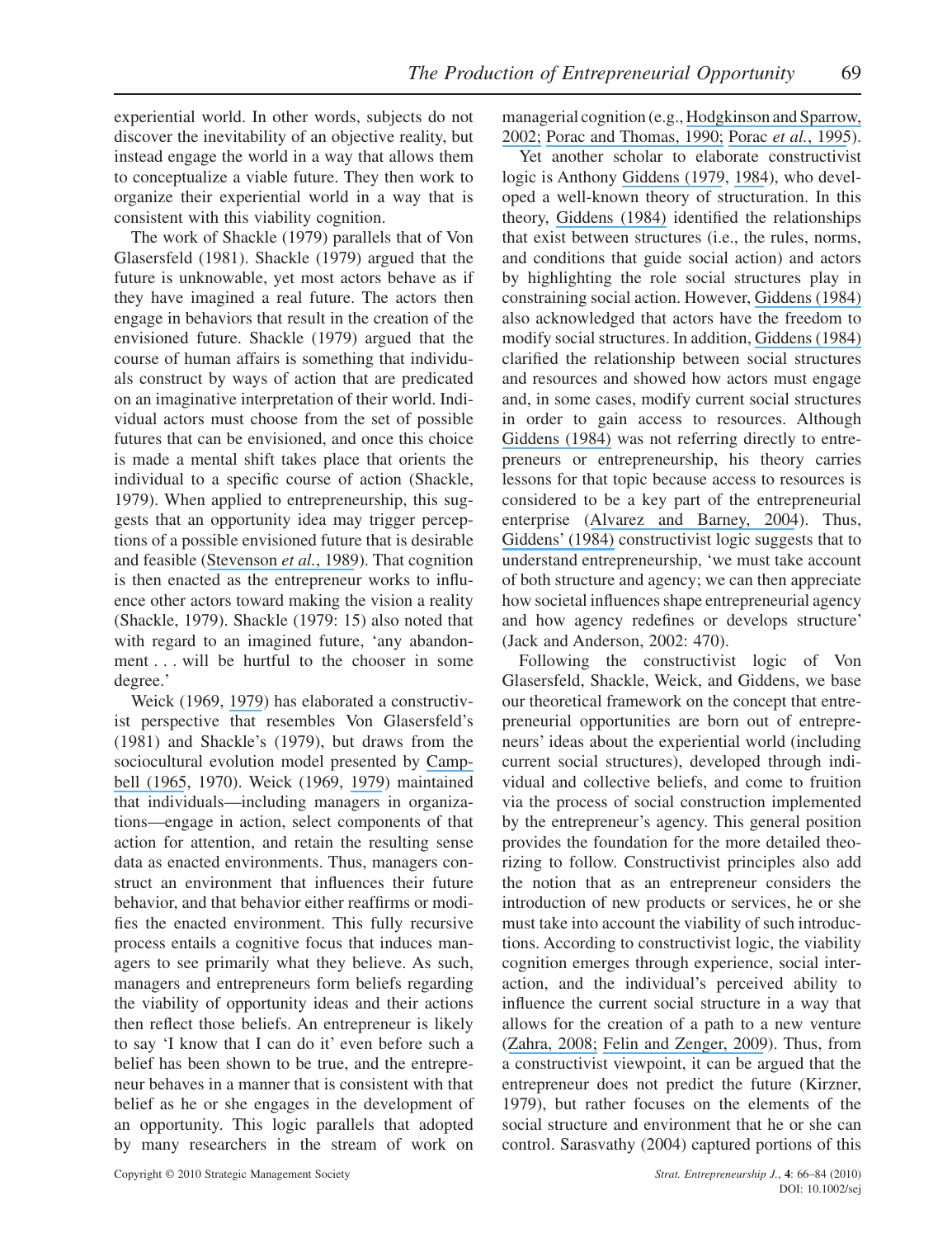experiential world. In other words, subjects do not discover the inevitability of an objective reality, but instead engage the world in a way that allows them to conceptualize a viable future. They then work to organize their experiential world in a way that is consistent with this viability cognition.

The work of Shackle (1979) parallels that of Von Glasersfeld (1981). Shackle (1979) argued that the future is unknowable, yet most actors behave as if they have imagined a real future. The actors then engage in behaviors that result in the creation of the envisioned future. Shackle (1979) argued that the course of human affairs is something that individuals construct by ways of action that are predicated on an imaginative interpretation of their world. Individual actors must choose from the set of possible futures that can be envisioned, and once this choice is made a mental shift takes place that orients the individual to a specific course of action (Shackle, 1979). When applied to entrepreneurship, this suggests that an opportunity idea may trigger perceptions of a possible envisioned future that is desirable and feasible (Stevenson *et al.*, 1989). That cognition is then enacted as the entrepreneur works to influence other actors toward making the vision a reality (Shackle, 1979). Shackle (1979: 15) also noted that with regard to an imagined future, 'any abandonment . . . will be hurtful to the chooser in some degree.'

Weick (1969, 1979) has elaborated a constructivist perspective that resembles Von Glasersfeld's (1981) and Shackle's (1979), but draws from the sociocultural evolution model presented by Campbell (1965, 1970). Weick (1969, 1979) maintained that individuals—including managers in organizations—engage in action, select components of that action for attention, and retain the resulting sense data as enacted environments. Thus, managers construct an environment that influences their future behavior, and that behavior either reaffirms or modifies the enacted environment. This fully recursive process entails a cognitive focus that induces managers to see primarily what they believe. As such, managers and entrepreneurs form beliefs regarding the viability of opportunity ideas and their actions then reflect those beliefs. An entrepreneur is likely to say 'I know that I can do it' even before such a belief has been shown to be true, and the entrepreneur behaves in a manner that is consistent with that belief as he or she engages in the development of an opportunity. This logic parallels that adopted by many researchers in the stream of work on managerial cognition (e.g., Hodgkinson and Sparrow, 2002; Porac and Thomas, 1990; Porac *et al.*, 1995).

Yet another scholar to elaborate constructivist logic is Anthony Giddens (1979, 1984), who developed a well-known theory of structuration. In this theory, Giddens (1984) identified the relationships that exist between structures (i.e., the rules, norms, and conditions that guide social action) and actors by highlighting the role social structures play in constraining social action. However, Giddens (1984) also acknowledged that actors have the freedom to modify social structures. In addition, Giddens (1984) clarified the relationship between social structures and resources and showed how actors must engage and, in some cases, modify current social structures in order to gain access to resources. Although Giddens (1984) was not referring directly to entrepreneurs or entrepreneurship, his theory carries lessons for that topic because access to resources is considered to be a key part of the entrepreneurial enterprise (Alvarez and Barney, 2004). Thus, Giddens' (1984) constructivist logic suggests that to understand entrepreneurship, 'we must take account of both structure and agency; we can then appreciate how societal influences shape entrepreneurial agency and how agency redefines or develops structure' (Jack and Anderson, 2002: 470).

Following the constructivist logic of Von Glasersfeld, Shackle, Weick, and Giddens, we base our theoretical framework on the concept that entrepreneurial opportunities are born out of entrepreneurs' ideas about the experiential world (including current social structures), developed through individual and collective beliefs, and come to fruition via the process of social construction implemented by the entrepreneur's agency. This general position provides the foundation for the more detailed theorizing to follow. Constructivist principles also add the notion that as an entrepreneur considers the introduction of new products or services, he or she must take into account the viability of such introductions. According to constructivist logic, the viability cognition emerges through experience, social interaction, and the individual's perceived ability to influence the current social structure in a way that allows for the creation of a path to a new venture (Zahra, 2008; Felin and Zenger, 2009). Thus, from a constructivist viewpoint, it can be argued that the entrepreneur does not predict the future (Kirzner, 1979), but rather focuses on the elements of the social structure and environment that he or she can control. Sarasvathy (2004) captured portions of this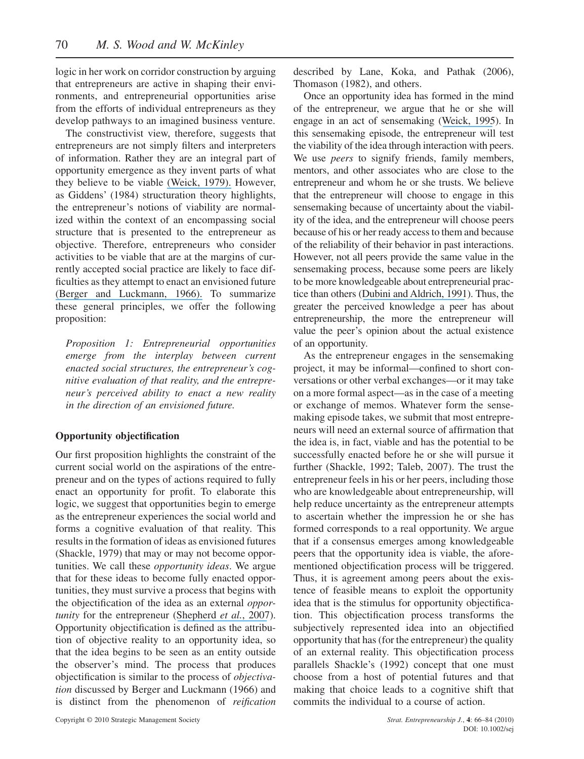logic in her work on corridor construction by arguing that entrepreneurs are active in shaping their environments, and entrepreneurial opportunities arise from the efforts of individual entrepreneurs as they develop pathways to an imagined business venture.

The constructivist view, therefore, suggests that entrepreneurs are not simply filters and interpreters of information. Rather they are an integral part of opportunity emergence as they invent parts of what they believe to be viable (Weick, 1979). However, as Giddens' (1984) structuration theory highlights, the entrepreneur's notions of viability are normalized within the context of an encompassing social structure that is presented to the entrepreneur as objective. Therefore, entrepreneurs who consider activities to be viable that are at the margins of currently accepted social practice are likely to face difficulties as they attempt to enact an envisioned future (Berger and Luckmann, 1966). To summarize these general principles, we offer the following proposition:

*Proposition 1: Entrepreneurial opportunities emerge from the interplay between current enacted social structures, the entrepreneur's cognitive evaluation of that reality, and the entrepreneur's perceived ability to enact a new reality in the direction of an envisioned future.*

### Opportunity objectification

Our first proposition highlights the constraint of the current social world on the aspirations of the entrepreneur and on the types of actions required to fully enact an opportunity for profit. To elaborate this logic, we suggest that opportunities begin to emerge as the entrepreneur experiences the social world and forms a cognitive evaluation of that reality. This results in the formation of ideas as envisioned futures (Shackle, 1979) that may or may not become opportunities. We call these *opportunity ideas*. We argue that for these ideas to become fully enacted opportunities, they must survive a process that begins with the objectification of the idea as an external *opportunity* for the entrepreneur (Shepherd *et al.*, 2007). Opportunity objectification is defined as the attribution of objective reality to an opportunity idea, so that the idea begins to be seen as an entity outside the observer's mind. The process that produces objectification is similar to the process of *objectivation* discussed by Berger and Luckmann (1966) and is distinct from the phenomenon of *reification* described by Lane, Koka, and Pathak (2006), Thomason (1982), and others.

Once an opportunity idea has formed in the mind of the entrepreneur, we argue that he or she will engage in an act of sensemaking (Weick, 1995). In this sensemaking episode, the entrepreneur will test the viability of the idea through interaction with peers. We use *peers* to signify friends, family members, mentors, and other associates who are close to the entrepreneur and whom he or she trusts. We believe that the entrepreneur will choose to engage in this sensemaking because of uncertainty about the viability of the idea, and the entrepreneur will choose peers because of his or her ready access to them and because of the reliability of their behavior in past interactions. However, not all peers provide the same value in the sensemaking process, because some peers are likely to be more knowledgeable about entrepreneurial practice than others (Dubini and Aldrich, 1991). Thus, the greater the perceived knowledge a peer has about entrepreneurship, the more the entrepreneur will value the peer's opinion about the actual existence of an opportunity.

As the entrepreneur engages in the sensemaking project, it may be informal—confined to short conversations or other verbal exchanges—or it may take on a more formal aspect—as in the case of a meeting or exchange of memos. Whatever form the sensemaking episode takes, we submit that most entrepreneurs will need an external source of affirmation that the idea is, in fact, viable and has the potential to be successfully enacted before he or she will pursue it further (Shackle, 1992; Taleb, 2007). The trust the entrepreneur feels in his or her peers, including those who are knowledgeable about entrepreneurship, will help reduce uncertainty as the entrepreneur attempts to ascertain whether the impression he or she has formed corresponds to a real opportunity. We argue that if a consensus emerges among knowledgeable peers that the opportunity idea is viable, the aforementioned objectification process will be triggered. Thus, it is agreement among peers about the existence of feasible means to exploit the opportunity idea that is the stimulus for opportunity objectification. This objectification process transforms the subjectively represented idea into an objectified opportunity that has (for the entrepreneur) the quality of an external reality. This objectification process parallels Shackle's (1992) concept that one must choose from a host of potential futures and that making that choice leads to a cognitive shift that commits the individual to a course of action.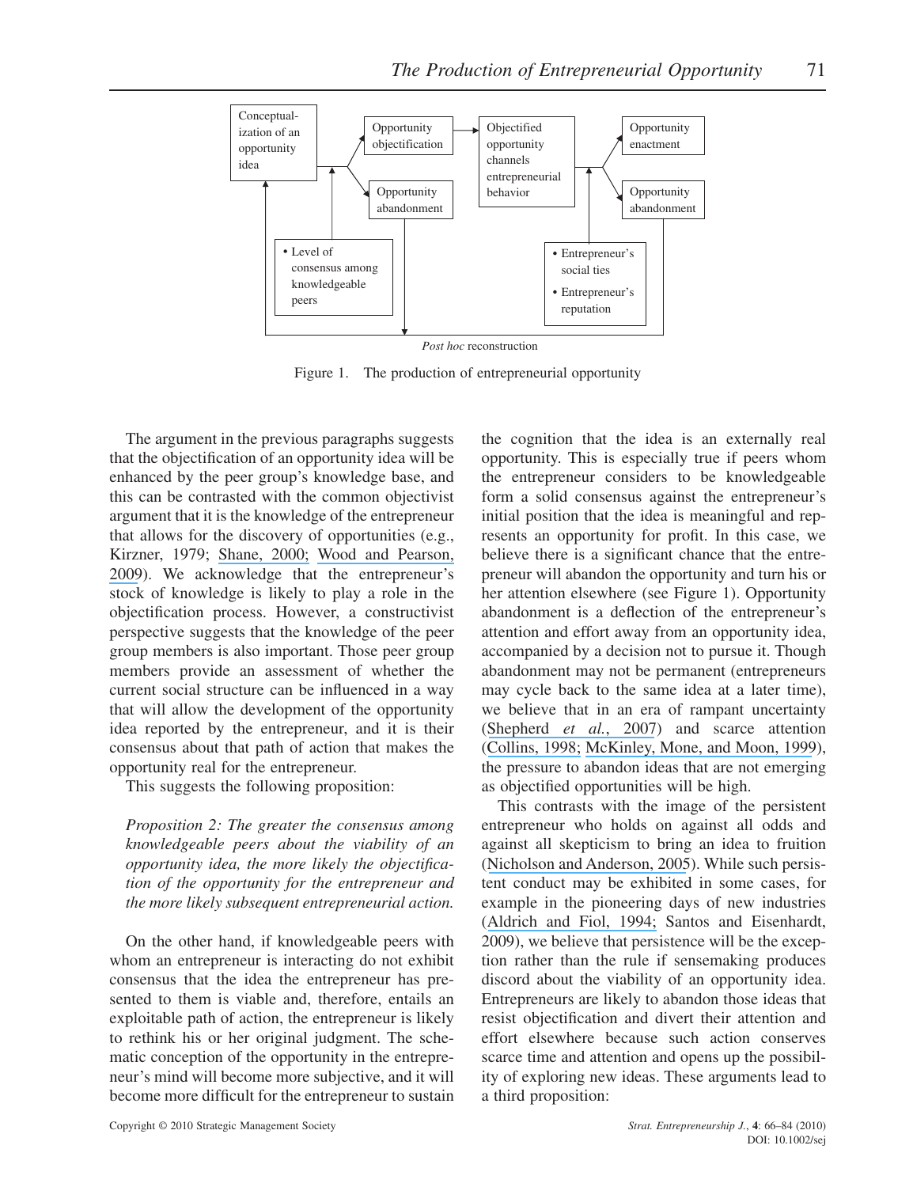Conceptual-ization of an opportunity idea

Opportunity objectification

Opportunity abandonment

Objectified opportunity channels entrepreneurial behavior

Opportunity enactment

Opportunity abandonment

• Level of consensus among knowledgeable peers

• Entrepreneur's social ties

• Entrepreneur's reputation

*Post hoc* reconstruction

Figure 1. The production of entrepreneurial opportunity

The argument in the previous paragraphs suggests that the objectification of an opportunity idea will be enhanced by the peer group's knowledge base, and this can be contrasted with the common objectivist argument that it is the knowledge of the entrepreneur that allows for the discovery of opportunities (e.g., Kirzner, 1979; Shane, 2000; Wood and Pearson, 2009). We acknowledge that the entrepreneur's stock of knowledge is likely to play a role in the objectification process. However, a constructivist perspective suggests that the knowledge of the peer group members is also important. Those peer group members provide an assessment of whether the current social structure can be influenced in a way that will allow the development of the opportunity idea reported by the entrepreneur, and it is their consensus about that path of action that makes the opportunity real for the entrepreneur.

This suggests the following proposition:

*Proposition 2: The greater the consensus among knowledgeable peers about the viability of an opportunity idea, the more likely the objectification of the opportunity for the entrepreneur and the more likely subsequent entrepreneurial action.*

On the other hand, if knowledgeable peers with whom an entrepreneur is interacting do not exhibit consensus that the idea the entrepreneur has presented to them is viable and, therefore, entails an exploitable path of action, the entrepreneur is likely to rethink his or her original judgment. The schematic conception of the opportunity in the entrepreneur's mind will become more subjective, and it will become more difficult for the entrepreneur to sustain the cognition that the idea is an externally real opportunity. This is especially true if peers whom the entrepreneur considers to be knowledgeable form a solid consensus against the entrepreneur's initial position that the idea is meaningful and represents an opportunity for profit. In this case, we believe there is a significant chance that the entrepreneur will abandon the opportunity and turn his or her attention elsewhere (see Figure 1). Opportunity abandonment is a deflection of the entrepreneur's attention and effort away from an opportunity idea, accompanied by a decision not to pursue it. Though abandonment may not be permanent (entrepreneurs may cycle back to the same idea at a later time), we believe that in an era of rampant uncertainty (Shepherd *et al.*, 2007) and scarce attention (Collins, 1998; McKinley, Mone, and Moon, 1999), the pressure to abandon ideas that are not emerging as objectified opportunities will be high.

This contrasts with the image of the persistent entrepreneur who holds on against all odds and against all skepticism to bring an idea to fruition (Nicholson and Anderson, 2005). While such persistent conduct may be exhibited in some cases, for example in the pioneering days of new industries (Aldrich and Fiol, 1994; Santos and Eisenhardt, 2009), we believe that persistence will be the exception rather than the rule if sensemaking produces discord about the viability of an opportunity idea. Entrepreneurs are likely to abandon those ideas that resist objectification and divert their attention and effort elsewhere because such action conserves scarce time and attention and opens up the possibility of exploring new ideas. These arguments lead to a third proposition: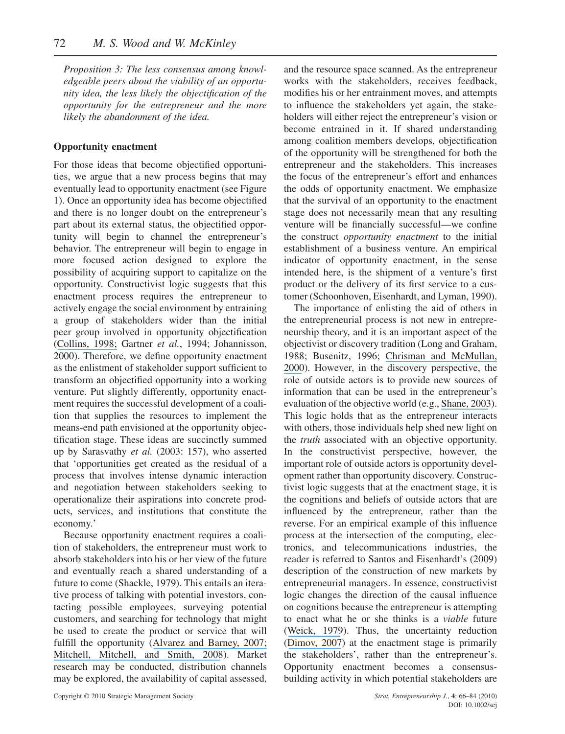*Proposition 3: The less consensus among knowledgeable peers about the viability of an opportunity idea, the less likely the objectification of the opportunity for the entrepreneur and the more likely the abandonment of the idea.*

### Opportunity enactment

For those ideas that become objectified opportunities, we argue that a new process begins that may eventually lead to opportunity enactment (see Figure 1). Once an opportunity idea has become objectified and there is no longer doubt on the entrepreneur's part about its external status, the objectified opportunity will begin to channel the entrepreneur's behavior. The entrepreneur will begin to engage in more focused action designed to explore the possibility of acquiring support to capitalize on the opportunity. Constructivist logic suggests that this enactment process requires the entrepreneur to actively engage the social environment by entraining a group of stakeholders wider than the initial peer group involved in opportunity objectification (Collins, 1998; Gartner *et al.*, 1994; Johannisson, 2000). Therefore, we define opportunity enactment as the enlistment of stakeholder support sufficient to transform an objectified opportunity into a working venture. Put slightly differently, opportunity enactment requires the successful development of a coalition that supplies the resources to implement the means-end path envisioned at the opportunity objectification stage. These ideas are succinctly summed up by Sarasvathy *et al.* (2003: 157), who asserted that 'opportunities get created as the residual of a process that involves intense dynamic interaction and negotiation between stakeholders seeking to operationalize their aspirations into concrete products, services, and institutions that constitute the economy.'

Because opportunity enactment requires a coalition of stakeholders, the entrepreneur must work to absorb stakeholders into his or her view of the future and eventually reach a shared understanding of a future to come (Shackle, 1979). This entails an iterative process of talking with potential investors, contacting possible employees, surveying potential customers, and searching for technology that might be used to create the product or service that will fulfill the opportunity (Alvarez and Barney, 2007; Mitchell, Mitchell, and Smith, 2008). Market research may be conducted, distribution channels may be explored, the availability of capital assessed, and the resource space scanned. As the entrepreneur works with the stakeholders, receives feedback, modifies his or her entrainment moves, and attempts to influence the stakeholders yet again, the stakeholders will either reject the entrepreneur's vision or become entrained in it. If shared understanding among coalition members develops, objectification of the opportunity will be strengthened for both the entrepreneur and the stakeholders. This increases the focus of the entrepreneur's effort and enhances the odds of opportunity enactment. We emphasize that the survival of an opportunity to the enactment stage does not necessarily mean that any resulting venture will be financially successful—we confine the construct *opportunity enactment* to the initial establishment of a business venture. An empirical indicator of opportunity enactment, in the sense intended here, is the shipment of a venture's first product or the delivery of its first service to a customer (Schoonhoven, Eisenhardt, and Lyman, 1990).

The importance of enlisting the aid of others in the entrepreneurial process is not new in entrepreneurship theory, and it is an important aspect of the objectivist or discovery tradition (Long and Graham, 1988; Busenitz, 1996; Chrisman and McMullan, 2000). However, in the discovery perspective, the role of outside actors is to provide new sources of information that can be used in the entrepreneur's evaluation of the objective world (e.g., Shane, 2003). This logic holds that as the entrepreneur interacts with others, those individuals help shed new light on the *truth* associated with an objective opportunity. In the constructivist perspective, however, the important role of outside actors is opportunity development rather than opportunity discovery. Constructivist logic suggests that at the enactment stage, it is the cognitions and beliefs of outside actors that are influenced by the entrepreneur, rather than the reverse. For an empirical example of this influence process at the intersection of the computing, electronics, and telecommunications industries, the reader is referred to Santos and Eisenhardt's (2009) description of the construction of new markets by entrepreneurial managers. In essence, constructivist logic changes the direction of the causal influence on cognitions because the entrepreneur is attempting to enact what he or she thinks is a *viable* future (Weick, 1979). Thus, the uncertainty reduction (Dimov, 2007) at the enactment stage is primarily the stakeholders', rather than the entrepreneur's. Opportunity enactment becomes a consensus-building activity in which potential stakeholders are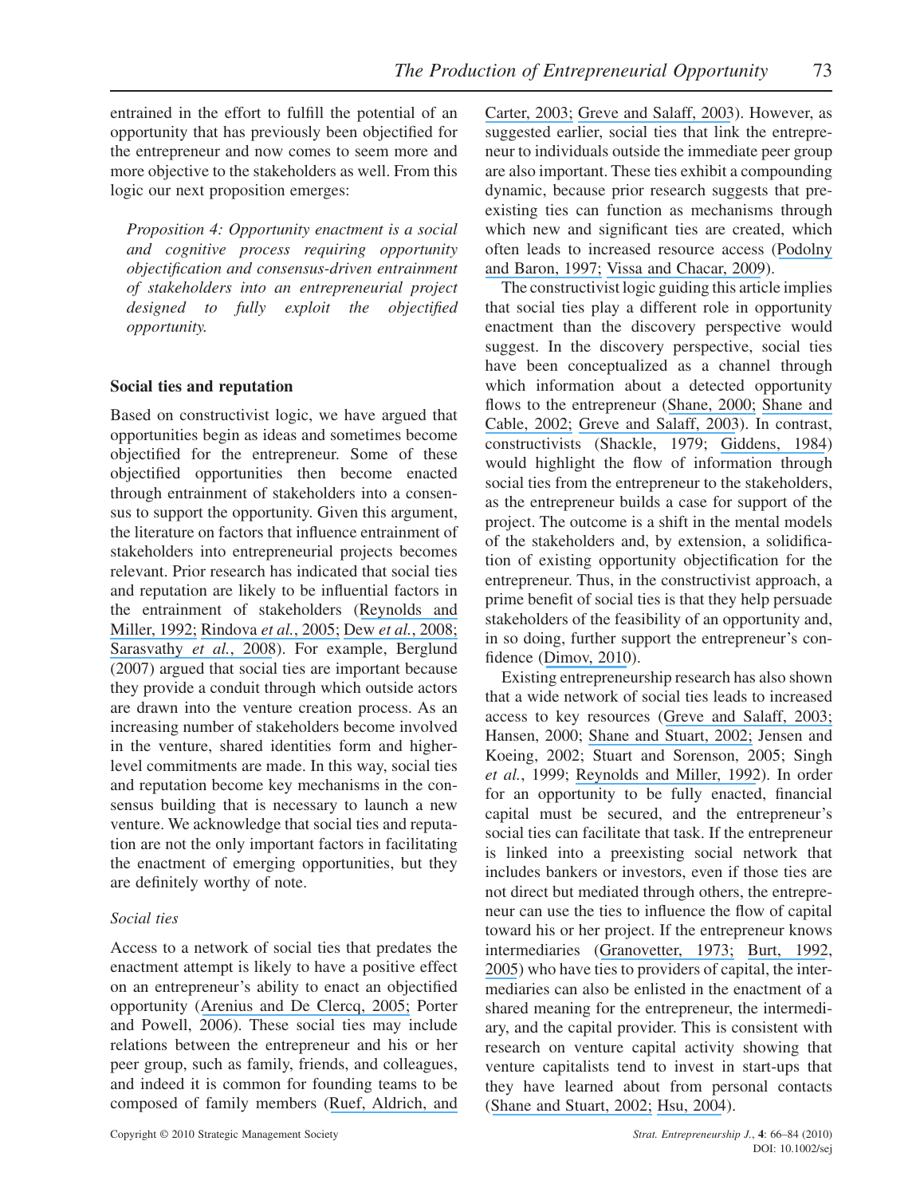entrained in the effort to fulfill the potential of an opportunity that has previously been objectified for the entrepreneur and now comes to seem more and more objective to the stakeholders as well. From this logic our next proposition emerges:

*Proposition 4: Opportunity enactment is a social and cognitive process requiring opportunity objectification and consensus-driven entrainment of stakeholders into an entrepreneurial project designed to fully exploit the objectified opportunity.*

## Social ties and reputation

Based on constructivist logic, we have argued that opportunities begin as ideas and sometimes become objectified for the entrepreneur. Some of these objectified opportunities then become enacted through entrainment of stakeholders into a consensus to support the opportunity. Given this argument, the literature on factors that influence entrainment of stakeholders into entrepreneurial projects becomes relevant. Prior research has indicated that social ties and reputation are likely to be influential factors in the entrainment of stakeholders (Reynolds and Miller, 1992; Rindova *et al.*, 2005; Dew *et al.*, 2008; Sarasvathy *et al.*, 2008). For example, Berglund (2007) argued that social ties are important because they provide a conduit through which outside actors are drawn into the venture creation process. As an increasing number of stakeholders become involved in the venture, shared identities form and higher-level commitments are made. In this way, social ties and reputation become key mechanisms in the consensus building that is necessary to launch a new venture. We acknowledge that social ties and reputation are not the only important factors in facilitating the enactment of emerging opportunities, but they are definitely worthy of note.

### *Social ties*

Access to a network of social ties that predates the enactment attempt is likely to have a positive effect on an entrepreneur's ability to enact an objectified opportunity (Arenius and De Clercq, 2005; Porter and Powell, 2006). These social ties may include relations between the entrepreneur and his or her peer group, such as family, friends, and colleagues, and indeed it is common for founding teams to be composed of family members (Ruef, Aldrich, and Carter, 2003; Greve and Salaff, 2003). However, as suggested earlier, social ties that link the entrepreneur to individuals outside the immediate peer group are also important. These ties exhibit a compounding dynamic, because prior research suggests that preexisting ties can function as mechanisms through which new and significant ties are created, which often leads to increased resource access (Podolny and Baron, 1997; Vissa and Chacar, 2009).

The constructivist logic guiding this article implies that social ties play a different role in opportunity enactment than the discovery perspective would suggest. In the discovery perspective, social ties have been conceptualized as a channel through which information about a detected opportunity flows to the entrepreneur (Shane, 2000; Shane and Cable, 2002; Greve and Salaff, 2003). In contrast, constructivists (Shackle, 1979; Giddens, 1984) would highlight the flow of information through social ties from the entrepreneur to the stakeholders, as the entrepreneur builds a case for support of the project. The outcome is a shift in the mental models of the stakeholders and, by extension, a solidification of existing opportunity objectification for the entrepreneur. Thus, in the constructivist approach, a prime benefit of social ties is that they help persuade stakeholders of the feasibility of an opportunity and, in so doing, further support the entrepreneur's confidence (Dimov, 2010).

Existing entrepreneurship research has also shown that a wide network of social ties leads to increased access to key resources (Greve and Salaff, 2003; Hansen, 2000; Shane and Stuart, 2002; Jensen and Koeing, 2002; Stuart and Sorenson, 2005; Singh *et al.*, 1999; Reynolds and Miller, 1992). In order for an opportunity to be fully enacted, financial capital must be secured, and the entrepreneur's social ties can facilitate that task. If the entrepreneur is linked into a preexisting social network that includes bankers or investors, even if those ties are not direct but mediated through others, the entrepreneur can use the ties to influence the flow of capital toward his or her project. If the entrepreneur knows intermediaries (Granovetter, 1973; Burt, 1992, 2005) who have ties to providers of capital, the intermediaries can also be enlisted in the enactment of a shared meaning for the entrepreneur, the intermediary, and the capital provider. This is consistent with research on venture capital activity showing that venture capitalists tend to invest in start-ups that they have learned about from personal contacts (Shane and Stuart, 2002; Hsu, 2004).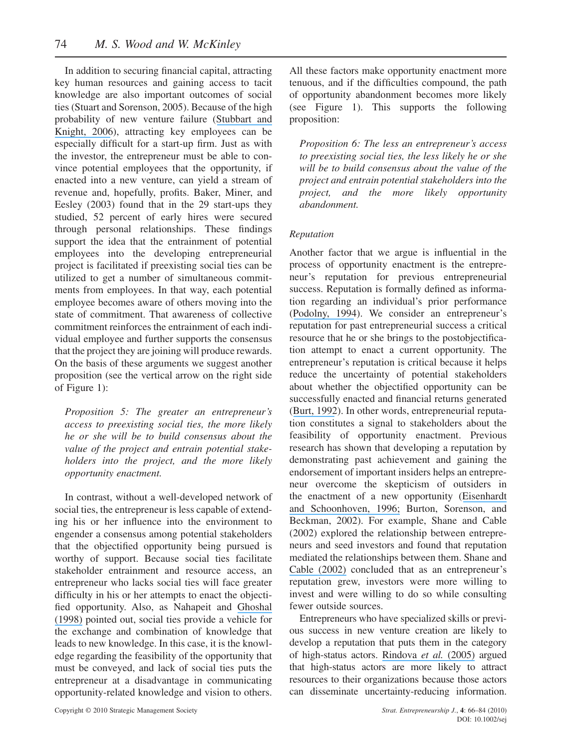In addition to securing financial capital, attracting key human resources and gaining access to tacit knowledge are also important outcomes of social ties (Stuart and Sorenson, 2005). Because of the high probability of new venture failure (Stubbart and Knight, 2006), attracting key employees can be especially difficult for a start-up firm. Just as with the investor, the entrepreneur must be able to convince potential employees that the opportunity, if enacted into a new venture, can yield a stream of revenue and, hopefully, profits. Baker, Miner, and Eesley (2003) found that in the 29 start-ups they studied, 52 percent of early hires were secured through personal relationships. These findings support the idea that the entrainment of potential employees into the developing entrepreneurial project is facilitated if preexisting social ties can be utilized to get a number of simultaneous commitments from employees. In that way, each potential employee becomes aware of others moving into the state of commitment. That awareness of collective commitment reinforces the entrainment of each individual employee and further supports the consensus that the project they are joining will produce rewards. On the basis of these arguments we suggest another proposition (see the vertical arrow on the right side of Figure 1):

*Proposition 5: The greater an entrepreneur's access to preexisting social ties, the more likely he or she will be to build consensus about the value of the project and entrain potential stakeholders into the project, and the more likely opportunity enactment.*

In contrast, without a well-developed network of social ties, the entrepreneur is less capable of extending his or her influence into the environment to engender a consensus among potential stakeholders that the objectified opportunity being pursued is worthy of support. Because social ties facilitate stakeholder entrainment and resource access, an entrepreneur who lacks social ties will face greater difficulty in his or her attempts to enact the objectified opportunity. Also, as Nahapeit and Ghoshal (1998) pointed out, social ties provide a vehicle for the exchange and combination of knowledge that leads to new knowledge. In this case, it is the knowledge regarding the feasibility of the opportunity that must be conveyed, and lack of social ties puts the entrepreneur at a disadvantage in communicating opportunity-related knowledge and vision to others. All these factors make opportunity enactment more tenuous, and if the difficulties compound, the path of opportunity abandonment becomes more likely (see Figure 1). This supports the following proposition:

*Proposition 6: The less an entrepreneur's access to preexisting social ties, the less likely he or she will be to build consensus about the value of the project and entrain potential stakeholders into the project, and the more likely opportunity abandonment.*

### *Reputation*

Another factor that we argue is influential in the process of opportunity enactment is the entrepreneur's reputation for previous entrepreneurial success. Reputation is formally defined as information regarding an individual's prior performance (Podolny, 1994). We consider an entrepreneur's reputation for past entrepreneurial success a critical resource that he or she brings to the postobjectification attempt to enact a current opportunity. The entrepreneur's reputation is critical because it helps reduce the uncertainty of potential stakeholders about whether the objectified opportunity can be successfully enacted and financial returns generated (Burt, 1992). In other words, entrepreneurial reputation constitutes a signal to stakeholders about the feasibility of opportunity enactment. Previous research has shown that developing a reputation by demonstrating past achievement and gaining the endorsement of important insiders helps an entrepreneur overcome the skepticism of outsiders in the enactment of a new opportunity (Eisenhardt and Schoonhoven, 1996; Burton, Sorenson, and Beckman, 2002). For example, Shane and Cable (2002) explored the relationship between entrepreneurs and seed investors and found that reputation mediated the relationships between them. Shane and Cable (2002) concluded that as an entrepreneur's reputation grew, investors were more willing to invest and were willing to do so while consulting fewer outside sources.

Entrepreneurs who have specialized skills or previous success in new venture creation are likely to develop a reputation that puts them in the category of high-status actors. Rindova *et al.* (2005) argued that high-status actors are more likely to attract resources to their organizations because those actors can disseminate uncertainty-reducing information.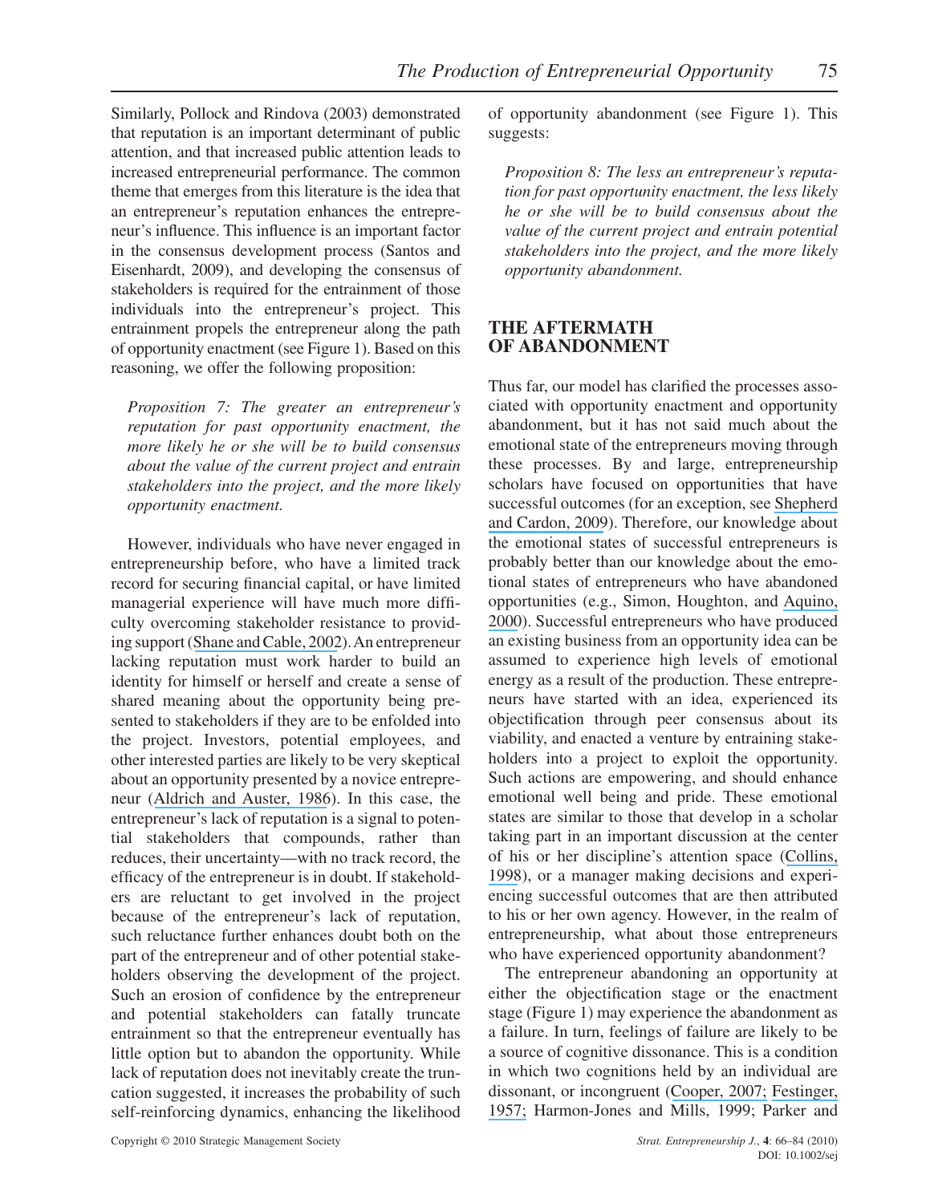Similarly, Pollock and Rindova (2003) demonstrated that reputation is an important determinant of public attention, and that increased public attention leads to increased entrepreneurial performance. The common theme that emerges from this literature is the idea that an entrepreneur's reputation enhances the entrepreneur's influence. This influence is an important factor in the consensus development process (Santos and Eisenhardt, 2009), and developing the consensus of stakeholders is required for the entrainment of those individuals into the entrepreneur's project. This entrainment propels the entrepreneur along the path of opportunity enactment (see Figure 1). Based on this reasoning, we offer the following proposition:

*Proposition 7: The greater an entrepreneur's reputation for past opportunity enactment, the more likely he or she will be to build consensus about the value of the current project and entrain stakeholders into the project, and the more likely opportunity enactment.*

However, individuals who have never engaged in entrepreneurship before, who have a limited track record for securing financial capital, or have limited managerial experience will have much more difficulty overcoming stakeholder resistance to providing support (Shane and Cable, 2002). An entrepreneur lacking reputation must work harder to build an identity for himself or herself and create a sense of shared meaning about the opportunity being presented to stakeholders if they are to be enfolded into the project. Investors, potential employees, and other interested parties are likely to be very skeptical about an opportunity presented by a novice entrepreneur (Aldrich and Auster, 1986). In this case, the entrepreneur's lack of reputation is a signal to potential stakeholders that compounds, rather than reduces, their uncertainty—with no track record, the efficacy of the entrepreneur is in doubt. If stakeholders are reluctant to get involved in the project because of the entrepreneur's lack of reputation, such reluctance further enhances doubt both on the part of the entrepreneur and of other potential stakeholders observing the development of the project. Such an erosion of confidence by the entrepreneur and potential stakeholders can fatally truncate entrainment so that the entrepreneur eventually has little option but to abandon the opportunity. While lack of reputation does not inevitably create the truncation suggested, it increases the probability of such self-reinforcing dynamics, enhancing the likelihood of opportunity abandonment (see Figure 1). This suggests:

*Proposition 8: The less an entrepreneur's reputation for past opportunity enactment, the less likely he or she will be to build consensus about the value of the current project and entrain potential stakeholders into the project, and the more likely opportunity abandonment.*

## THE AFTERMATH OF ABANDONMENT

Thus far, our model has clarified the processes associated with opportunity enactment and opportunity abandonment, but it has not said much about the emotional state of the entrepreneurs moving through these processes. By and large, entrepreneurship scholars have focused on opportunities that have successful outcomes (for an exception, see Shepherd and Cardon, 2009). Therefore, our knowledge about the emotional states of successful entrepreneurs is probably better than our knowledge about the emotional states of entrepreneurs who have abandoned opportunities (e.g., Simon, Houghton, and Aquino, 2000). Successful entrepreneurs who have produced an existing business from an opportunity idea can be assumed to experience high levels of emotional energy as a result of the production. These entrepreneurs have started with an idea, experienced its objectification through peer consensus about its viability, and enacted a venture by entraining stakeholders into a project to exploit the opportunity. Such actions are empowering, and should enhance emotional well being and pride. These emotional states are similar to those that develop in a scholar taking part in an important discussion at the center of his or her discipline's attention space (Collins, 1998), or a manager making decisions and experiencing successful outcomes that are then attributed to his or her own agency. However, in the realm of entrepreneurship, what about those entrepreneurs who have experienced opportunity abandonment?

The entrepreneur abandoning an opportunity at either the objectification stage or the enactment stage (Figure 1) may experience the abandonment as a failure. In turn, feelings of failure are likely to be a source of cognitive dissonance. This is a condition in which two cognitions held by an individual are dissonant, or incongruent (Cooper, 2007; Festinger, 1957; Harmon-Jones and Mills, 1999; Parker and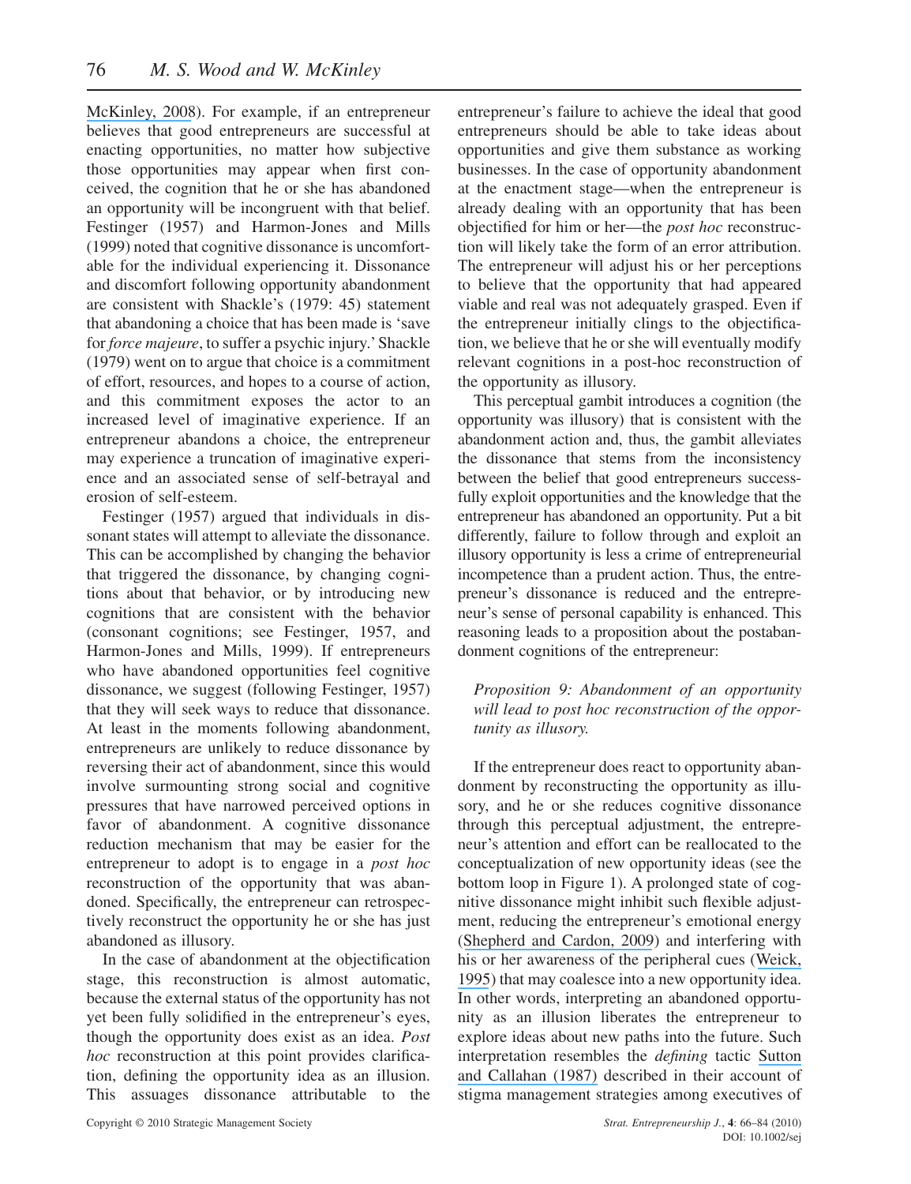McKinley, 2008). For example, if an entrepreneur believes that good entrepreneurs are successful at enacting opportunities, no matter how subjective those opportunities may appear when first conceived, the cognition that he or she has abandoned an opportunity will be incongruent with that belief. Festinger (1957) and Harmon-Jones and Mills (1999) noted that cognitive dissonance is uncomfortable for the individual experiencing it. Dissonance and discomfort following opportunity abandonment are consistent with Shackle's (1979: 45) statement that abandoning a choice that has been made is 'save for *force majeure*, to suffer a psychic injury.' Shackle (1979) went on to argue that choice is a commitment of effort, resources, and hopes to a course of action, and this commitment exposes the actor to an increased level of imaginative experience. If an entrepreneur abandons a choice, the entrepreneur may experience a truncation of imaginative experience and an associated sense of self-betrayal and erosion of self-esteem.

Festinger (1957) argued that individuals in dissonant states will attempt to alleviate the dissonance. This can be accomplished by changing the behavior that triggered the dissonance, by changing cognitions about that behavior, or by introducing new cognitions that are consistent with the behavior (consonant cognitions; see Festinger, 1957, and Harmon-Jones and Mills, 1999). If entrepreneurs who have abandoned opportunities feel cognitive dissonance, we suggest (following Festinger, 1957) that they will seek ways to reduce that dissonance. At least in the moments following abandonment, entrepreneurs are unlikely to reduce dissonance by reversing their act of abandonment, since this would involve surmounting strong social and cognitive pressures that have narrowed perceived options in favor of abandonment. A cognitive dissonance reduction mechanism that may be easier for the entrepreneur to adopt is to engage in a *post hoc* reconstruction of the opportunity that was abandoned. Specifically, the entrepreneur can retrospectively reconstruct the opportunity he or she has just abandoned as illusory.

In the case of abandonment at the objectification stage, this reconstruction is almost automatic, because the external status of the opportunity has not yet been fully solidified in the entrepreneur's eyes, though the opportunity does exist as an idea. *Post hoc* reconstruction at this point provides clarification, defining the opportunity idea as an illusion. This assuages dissonance attributable to the entrepreneur's failure to achieve the ideal that good entrepreneurs should be able to take ideas about opportunities and give them substance as working businesses. In the case of opportunity abandonment at the enactment stage—when the entrepreneur is already dealing with an opportunity that has been objectified for him or her—the *post hoc* reconstruction will likely take the form of an error attribution. The entrepreneur will adjust his or her perceptions to believe that the opportunity that had appeared viable and real was not adequately grasped. Even if the entrepreneur initially clings to the objectification, we believe that he or she will eventually modify relevant cognitions in a post-hoc reconstruction of the opportunity as illusory.

This perceptual gambit introduces a cognition (the opportunity was illusory) that is consistent with the abandonment action and, thus, the gambit alleviates the dissonance that stems from the inconsistency between the belief that good entrepreneurs successfully exploit opportunities and the knowledge that the entrepreneur has abandoned an opportunity. Put a bit differently, failure to follow through and exploit an illusory opportunity is less a crime of entrepreneurial incompetence than a prudent action. Thus, the entrepreneur's dissonance is reduced and the entrepreneur's sense of personal capability is enhanced. This reasoning leads to a proposition about the postabandonment cognitions of the entrepreneur:

*Proposition 9: Abandonment of an opportunity will lead to post hoc reconstruction of the opportunity as illusory.*

If the entrepreneur does react to opportunity abandonment by reconstructing the opportunity as illusory, and he or she reduces cognitive dissonance through this perceptual adjustment, the entrepreneur's attention and effort can be reallocated to the conceptualization of new opportunity ideas (see the bottom loop in Figure 1). A prolonged state of cognitive dissonance might inhibit such flexible adjustment, reducing the entrepreneur's emotional energy (Shepherd and Cardon, 2009) and interfering with his or her awareness of the peripheral cues (Weick, 1995) that may coalesce into a new opportunity idea. In other words, interpreting an abandoned opportunity as an illusion liberates the entrepreneur to explore ideas about new paths into the future. Such interpretation resembles the *defining* tactic Sutton and Callahan (1987) described in their account of stigma management strategies among executives of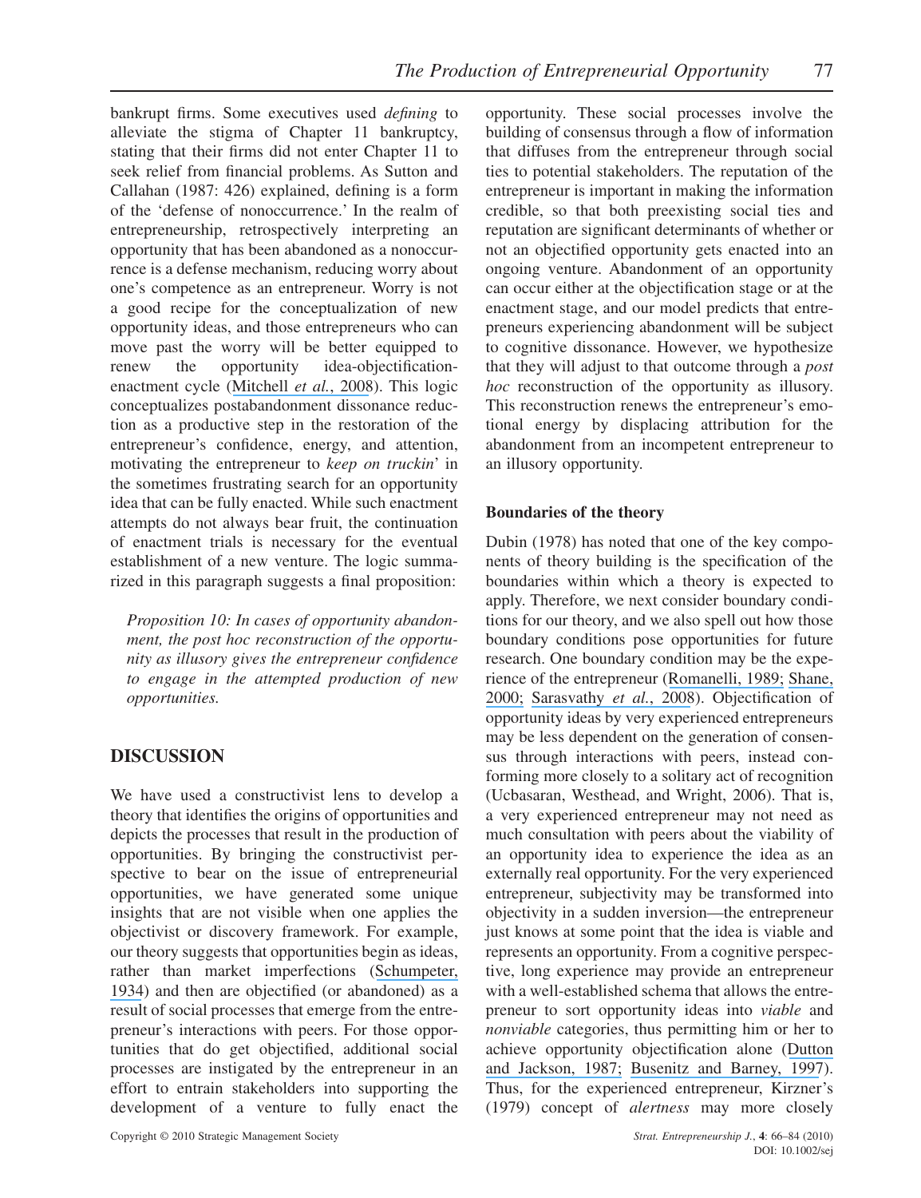bankrupt firms. Some executives used *defining* to alleviate the stigma of Chapter 11 bankruptcy, stating that their firms did not enter Chapter 11 to seek relief from financial problems. As Sutton and Callahan (1987: 426) explained, defining is a form of the 'defense of nonoccurrence.' In the realm of entrepreneurship, retrospectively interpreting an opportunity that has been abandoned as a nonoccurrence is a defense mechanism, reducing worry about one's competence as an entrepreneur. Worry is not a good recipe for the conceptualization of new opportunity ideas, and those entrepreneurs who can move past the worry will be better equipped to renew the opportunity idea-objectification-enactment cycle (Mitchell *et al.*, 2008). This logic conceptualizes postabandonment dissonance reduction as a productive step in the restoration of the entrepreneur's confidence, energy, and attention, motivating the entrepreneur to *keep on truckin*' in the sometimes frustrating search for an opportunity idea that can be fully enacted. While such enactment attempts do not always bear fruit, the continuation of enactment trials is necessary for the eventual establishment of a new venture. The logic summarized in this paragraph suggests a final proposition:

*Proposition 10: In cases of opportunity abandonment, the post hoc reconstruction of the opportunity as illusory gives the entrepreneur confidence to engage in the attempted production of new opportunities.*

## DISCUSSION

We have used a constructivist lens to develop a theory that identifies the origins of opportunities and depicts the processes that result in the production of opportunities. By bringing the constructivist perspective to bear on the issue of entrepreneurial opportunities, we have generated some unique insights that are not visible when one applies the objectivist or discovery framework. For example, our theory suggests that opportunities begin as ideas, rather than market imperfections (Schumpeter, 1934) and then are objectified (or abandoned) as a result of social processes that emerge from the entrepreneur's interactions with peers. For those opportunities that do get objectified, additional social processes are instigated by the entrepreneur in an effort to entrain stakeholders into supporting the development of a venture to fully enact the opportunity. These social processes involve the building of consensus through a flow of information that diffuses from the entrepreneur through social ties to potential stakeholders. The reputation of the entrepreneur is important in making the information credible, so that both preexisting social ties and reputation are significant determinants of whether or not an objectified opportunity gets enacted into an ongoing venture. Abandonment of an opportunity can occur either at the objectification stage or at the enactment stage, and our model predicts that entrepreneurs experiencing abandonment will be subject to cognitive dissonance. However, we hypothesize that they will adjust to that outcome through a *post hoc* reconstruction of the opportunity as illusory. This reconstruction renews the entrepreneur's emotional energy by displacing attribution for the abandonment from an incompetent entrepreneur to an illusory opportunity.

### Boundaries of the theory

Dubin (1978) has noted that one of the key components of theory building is the specification of the boundaries within which a theory is expected to apply. Therefore, we next consider boundary conditions for our theory, and we also spell out how those boundary conditions pose opportunities for future research. One boundary condition may be the experience of the entrepreneur (Romanelli, 1989; Shane, 2000; Sarasvathy *et al.*, 2008). Objectification of opportunity ideas by very experienced entrepreneurs may be less dependent on the generation of consensus through interactions with peers, instead conforming more closely to a solitary act of recognition (Ucbasaran, Westhead, and Wright, 2006). That is, a very experienced entrepreneur may not need as much consultation with peers about the viability of an opportunity idea to experience the idea as an externally real opportunity. For the very experienced entrepreneur, subjectivity may be transformed into objectivity in a sudden inversion—the entrepreneur just knows at some point that the idea is viable and represents an opportunity. From a cognitive perspective, long experience may provide an entrepreneur with a well-established schema that allows the entrepreneur to sort opportunity ideas into *viable* and *nonviable* categories, thus permitting him or her to achieve opportunity objectification alone (Dutton and Jackson, 1987; Busenitz and Barney, 1997). Thus, for the experienced entrepreneur, Kirzner's (1979) concept of *alertness* may more closely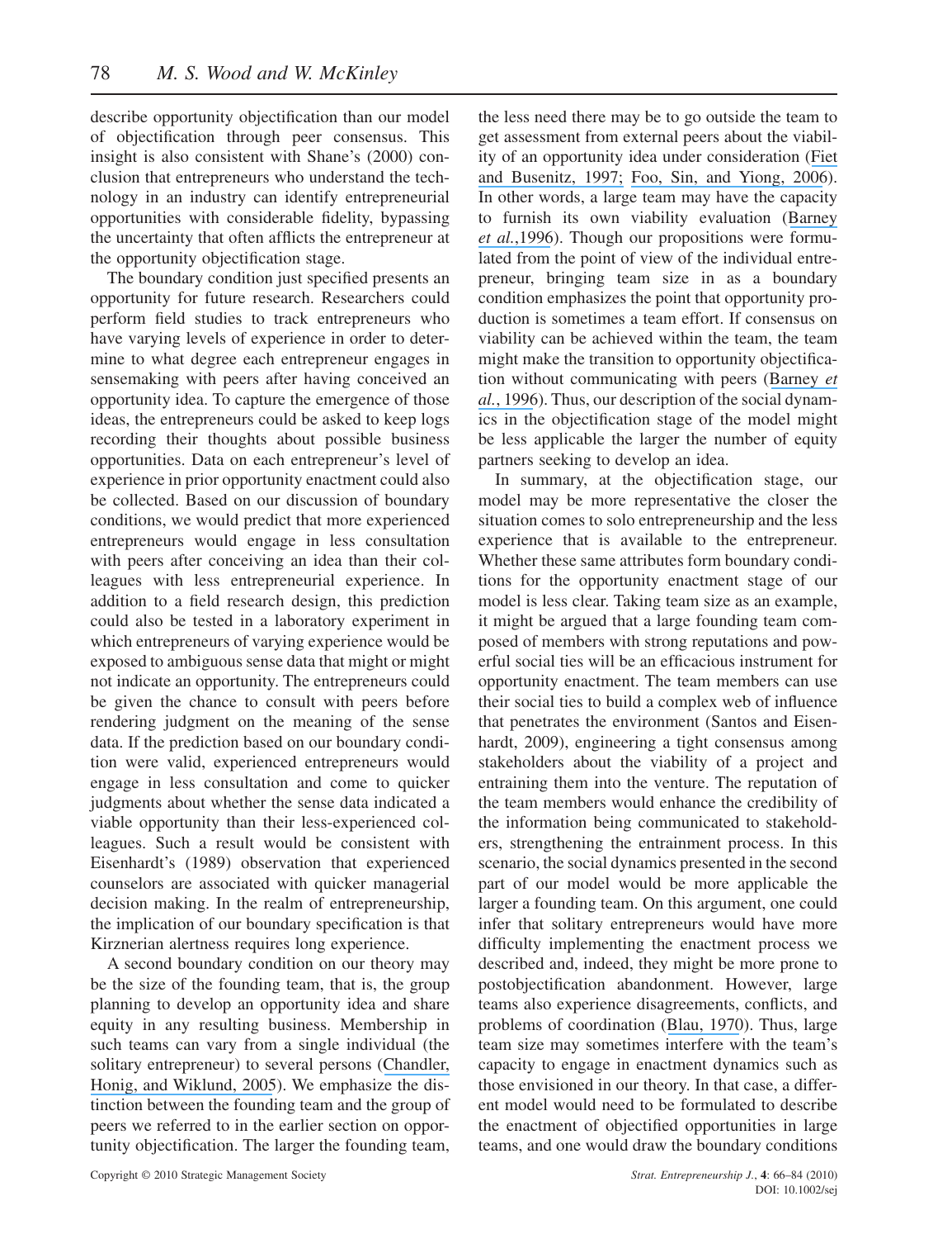describe opportunity objectification than our model of objectification through peer consensus. This insight is also consistent with Shane's (2000) conclusion that entrepreneurs who understand the technology in an industry can identify entrepreneurial opportunities with considerable fidelity, bypassing the uncertainty that often afflicts the entrepreneur at the opportunity objectification stage.

The boundary condition just specified presents an opportunity for future research. Researchers could perform field studies to track entrepreneurs who have varying levels of experience in order to determine to what degree each entrepreneur engages in sensemaking with peers after having conceived an opportunity idea. To capture the emergence of those ideas, the entrepreneurs could be asked to keep logs recording their thoughts about possible business opportunities. Data on each entrepreneur's level of experience in prior opportunity enactment could also be collected. Based on our discussion of boundary conditions, we would predict that more experienced entrepreneurs would engage in less consultation with peers after conceiving an idea than their colleagues with less entrepreneurial experience. In addition to a field research design, this prediction could also be tested in a laboratory experiment in which entrepreneurs of varying experience would be exposed to ambiguous sense data that might or might not indicate an opportunity. The entrepreneurs could be given the chance to consult with peers before rendering judgment on the meaning of the sense data. If the prediction based on our boundary condition were valid, experienced entrepreneurs would engage in less consultation and come to quicker judgments about whether the sense data indicated a viable opportunity than their less-experienced colleagues. Such a result would be consistent with Eisenhardt's (1989) observation that experienced counselors are associated with quicker managerial decision making. In the realm of entrepreneurship, the implication of our boundary specification is that Kirznerian alertness requires long experience.

A second boundary condition on our theory may be the size of the founding team, that is, the group planning to develop an opportunity idea and share equity in any resulting business. Membership in such teams can vary from a single individual (the solitary entrepreneur) to several persons (Chandler, Honig, and Wiklund, 2005). We emphasize the distinction between the founding team and the group of peers we referred to in the earlier section on opportunity objectification. The larger the founding team, the less need there may be to go outside the team to get assessment from external peers about the viability of an opportunity idea under consideration (Fiet and Busenitz, 1997; Foo, Sin, and Yiong, 2006). In other words, a large team may have the capacity to furnish its own viability evaluation (Barney *et al.*,1996). Though our propositions were formulated from the point of view of the individual entrepreneur, bringing team size in as a boundary condition emphasizes the point that opportunity production is sometimes a team effort. If consensus on viability can be achieved within the team, the team might make the transition to opportunity objectification without communicating with peers (Barney *et al.*, 1996). Thus, our description of the social dynamics in the objectification stage of the model might be less applicable the larger the number of equity partners seeking to develop an idea.

In summary, at the objectification stage, our model may be more representative the closer the situation comes to solo entrepreneurship and the less experience that is available to the entrepreneur. Whether these same attributes form boundary conditions for the opportunity enactment stage of our model is less clear. Taking team size as an example, it might be argued that a large founding team composed of members with strong reputations and powerful social ties will be an efficacious instrument for opportunity enactment. The team members can use their social ties to build a complex web of influence that penetrates the environment (Santos and Eisenhardt, 2009), engineering a tight consensus among stakeholders about the viability of a project and entraining them into the venture. The reputation of the team members would enhance the credibility of the information being communicated to stakeholders, strengthening the entrainment process. In this scenario, the social dynamics presented in the second part of our model would be more applicable the larger a founding team. On this argument, one could infer that solitary entrepreneurs would have more difficulty implementing the enactment process we described and, indeed, they might be more prone to postobjectification abandonment. However, large teams also experience disagreements, conflicts, and problems of coordination (Blau, 1970). Thus, large team size may sometimes interfere with the team's capacity to engage in enactment dynamics such as those envisioned in our theory. In that case, a different model would need to be formulated to describe the enactment of objectified opportunities in large teams, and one would draw the boundary conditions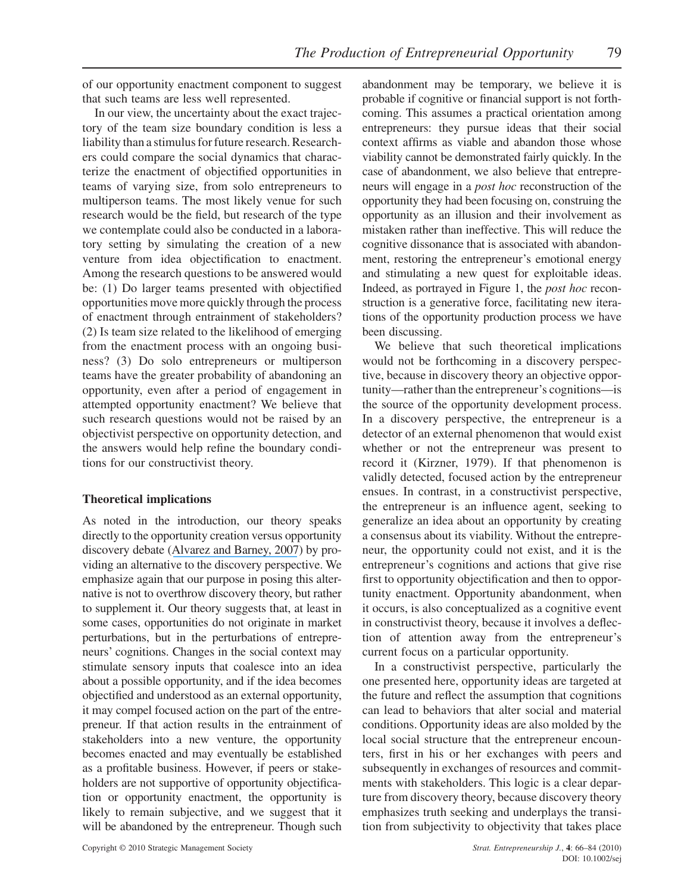of our opportunity enactment component to suggest that such teams are less well represented.

In our view, the uncertainty about the exact trajectory of the team size boundary condition is less a liability than a stimulus for future research. Researchers could compare the social dynamics that characterize the enactment of objectified opportunities in teams of varying size, from solo entrepreneurs to multiperson teams. The most likely venue for such research would be the field, but research of the type we contemplate could also be conducted in a laboratory setting by simulating the creation of a new venture from idea objectification to enactment. Among the research questions to be answered would be: (1) Do larger teams presented with objectified opportunities move more quickly through the process of enactment through entrainment of stakeholders? (2) Is team size related to the likelihood of emerging from the enactment process with an ongoing business? (3) Do solo entrepreneurs or multiperson teams have the greater probability of abandoning an opportunity, even after a period of engagement in attempted opportunity enactment? We believe that such research questions would not be raised by an objectivist perspective on opportunity detection, and the answers would help refine the boundary conditions for our constructivist theory.

### Theoretical implications

As noted in the introduction, our theory speaks directly to the opportunity creation versus opportunity discovery debate (Alvarez and Barney, 2007) by providing an alternative to the discovery perspective. We emphasize again that our purpose in posing this alternative is not to overthrow discovery theory, but rather to supplement it. Our theory suggests that, at least in some cases, opportunities do not originate in market perturbations, but in the perturbations of entrepreneurs' cognitions. Changes in the social context may stimulate sensory inputs that coalesce into an idea about a possible opportunity, and if the idea becomes objectified and understood as an external opportunity, it may compel focused action on the part of the entrepreneur. If that action results in the entrainment of stakeholders into a new venture, the opportunity becomes enacted and may eventually be established as a profitable business. However, if peers or stakeholders are not supportive of opportunity objectification or opportunity enactment, the opportunity is likely to remain subjective, and we suggest that it will be abandoned by the entrepreneur. Though such abandonment may be temporary, we believe it is probable if cognitive or financial support is not forthcoming. This assumes a practical orientation among entrepreneurs: they pursue ideas that their social context affirms as viable and abandon those whose viability cannot be demonstrated fairly quickly. In the case of abandonment, we also believe that entrepreneurs will engage in a *post hoc* reconstruction of the opportunity they had been focusing on, construing the opportunity as an illusion and their involvement as mistaken rather than ineffective. This will reduce the cognitive dissonance that is associated with abandonment, restoring the entrepreneur's emotional energy and stimulating a new quest for exploitable ideas. Indeed, as portrayed in Figure 1, the *post hoc* reconstruction is a generative force, facilitating new iterations of the opportunity production process we have been discussing.

We believe that such theoretical implications would not be forthcoming in a discovery perspective, because in discovery theory an objective opportunity—rather than the entrepreneur's cognitions—is the source of the opportunity development process. In a discovery perspective, the entrepreneur is a detector of an external phenomenon that would exist whether or not the entrepreneur was present to record it (Kirzner, 1979). If that phenomenon is validly detected, focused action by the entrepreneur ensues. In contrast, in a constructivist perspective, the entrepreneur is an influence agent, seeking to generalize an idea about an opportunity by creating a consensus about its viability. Without the entrepreneur, the opportunity could not exist, and it is the entrepreneur's cognitions and actions that give rise first to opportunity objectification and then to opportunity enactment. Opportunity abandonment, when it occurs, is also conceptualized as a cognitive event in constructivist theory, because it involves a deflection of attention away from the entrepreneur's current focus on a particular opportunity.

In a constructivist perspective, particularly the one presented here, opportunity ideas are targeted at the future and reflect the assumption that cognitions can lead to behaviors that alter social and material conditions. Opportunity ideas are also molded by the local social structure that the entrepreneur encounters, first in his or her exchanges with peers and subsequently in exchanges of resources and commitments with stakeholders. This logic is a clear departure from discovery theory, because discovery theory emphasizes truth seeking and underplays the transition from subjectivity to objectivity that takes place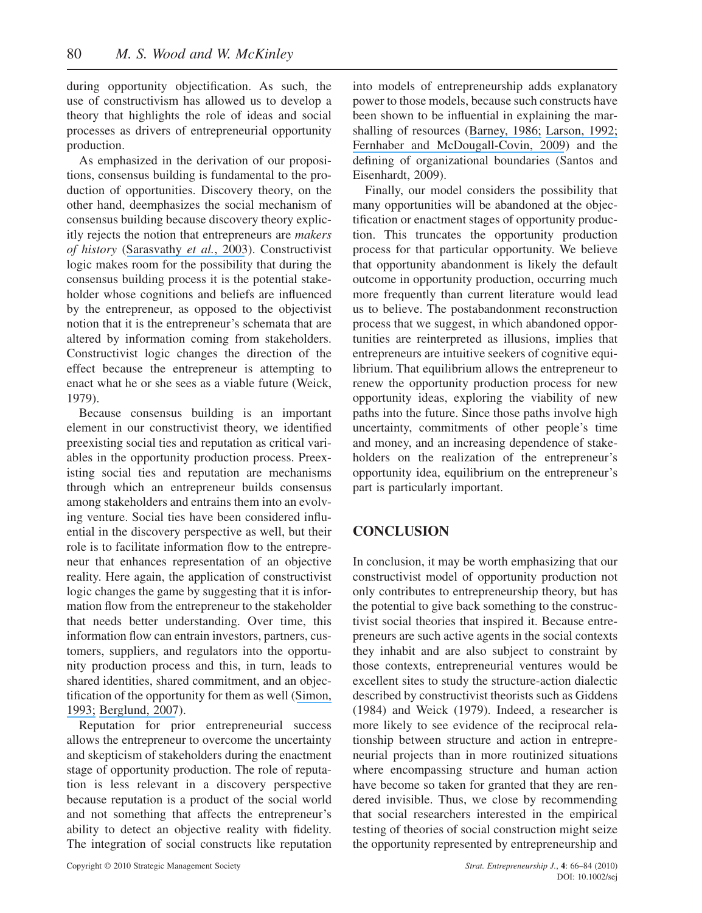during opportunity objectification. As such, the use of constructivism has allowed us to develop a theory that highlights the role of ideas and social processes as drivers of entrepreneurial opportunity production.

As emphasized in the derivation of our propositions, consensus building is fundamental to the production of opportunities. Discovery theory, on the other hand, deemphasizes the social mechanism of consensus building because discovery theory explicitly rejects the notion that entrepreneurs are *makers of history* (Sarasvathy *et al.*, 2003). Constructivist logic makes room for the possibility that during the consensus building process it is the potential stakeholder whose cognitions and beliefs are influenced by the entrepreneur, as opposed to the objectivist notion that it is the entrepreneur's schemata that are altered by information coming from stakeholders. Constructivist logic changes the direction of the effect because the entrepreneur is attempting to enact what he or she sees as a viable future (Weick, 1979).

Because consensus building is an important element in our constructivist theory, we identified preexisting social ties and reputation as critical variables in the opportunity production process. Preexisting social ties and reputation are mechanisms through which an entrepreneur builds consensus among stakeholders and entrains them into an evolving venture. Social ties have been considered influential in the discovery perspective as well, but their role is to facilitate information flow to the entrepreneur that enhances representation of an objective reality. Here again, the application of constructivist logic changes the game by suggesting that it is information flow from the entrepreneur to the stakeholder that needs better understanding. Over time, this information flow can entrain investors, partners, customers, suppliers, and regulators into the opportunity production process and this, in turn, leads to shared identities, shared commitment, and an objectification of the opportunity for them as well (Simon, 1993; Berglund, 2007).

Reputation for prior entrepreneurial success allows the entrepreneur to overcome the uncertainty and skepticism of stakeholders during the enactment stage of opportunity production. The role of reputation is less relevant in a discovery perspective because reputation is a product of the social world and not something that affects the entrepreneur's ability to detect an objective reality with fidelity. The integration of social constructs like reputation into models of entrepreneurship adds explanatory power to those models, because such constructs have been shown to be influential in explaining the marshalling of resources (Barney, 1986; Larson, 1992; Fernhaber and McDougall-Covin, 2009) and the defining of organizational boundaries (Santos and Eisenhardt, 2009).

Finally, our model considers the possibility that many opportunities will be abandoned at the objectification or enactment stages of opportunity production. This truncates the opportunity production process for that particular opportunity. We believe that opportunity abandonment is likely the default outcome in opportunity production, occurring much more frequently than current literature would lead us to believe. The postabandonment reconstruction process that we suggest, in which abandoned opportunities are reinterpreted as illusions, implies that entrepreneurs are intuitive seekers of cognitive equilibrium. That equilibrium allows the entrepreneur to renew the opportunity production process for new opportunity ideas, exploring the viability of new paths into the future. Since those paths involve high uncertainty, commitments of other people's time and money, and an increasing dependence of stakeholders on the realization of the entrepreneur's opportunity idea, equilibrium on the entrepreneur's part is particularly important.

## CONCLUSION

In conclusion, it may be worth emphasizing that our constructivist model of opportunity production not only contributes to entrepreneurship theory, but has the potential to give back something to the constructivist social theories that inspired it. Because entrepreneurs are such active agents in the social contexts they inhabit and are also subject to constraint by those contexts, entrepreneurial ventures would be excellent sites to study the structure-action dialectic described by constructivist theorists such as Giddens (1984) and Weick (1979). Indeed, a researcher is more likely to see evidence of the reciprocal relationship between structure and action in entrepreneurial projects than in more routinized situations where encompassing structure and human action have become so taken for granted that they are rendered invisible. Thus, we close by recommending that social researchers interested in the empirical testing of theories of social construction might seize the opportunity represented by entrepreneurship and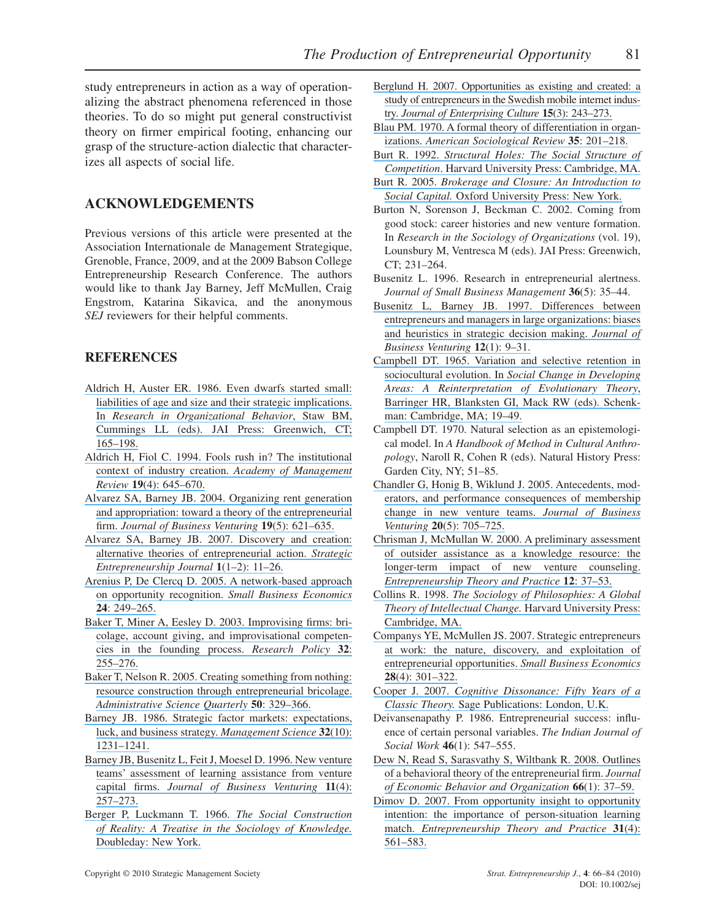study entrepreneurs in action as a way of operationalizing the abstract phenomena referenced in those theories. To do so might put general constructivist theory on firmer empirical footing, enhancing our grasp of the structure-action dialectic that characterizes all aspects of social life.

## ACKNOWLEDGEMENTS

Previous versions of this article were presented at the Association Internationale de Management Strategique, Grenoble, France, 2009, and at the 2009 Babson College Entrepreneurship Research Conference. The authors would like to thank Jay Barney, Jeff McMullen, Craig Engstrom, Katarina Sikavica, and the anonymous *SEJ* reviewers for their helpful comments.

## REFERENCES

Aldrich H, Auster ER. 1986. Even dwarfs started small: liabilities of age and size and their strategic implications. In *Research in Organizational Behavior*, Staw BM, Cummings LL (eds). JAI Press: Greenwich, CT; 165–198.

Aldrich H, Fiol C. 1994. Fools rush in? The institutional context of industry creation. *Academy of Management Review* **19**(4): 645–670.

Alvarez SA, Barney JB. 2004. Organizing rent generation and appropriation: toward a theory of the entrepreneurial firm. *Journal of Business Venturing* **19**(5): 621–635.

Alvarez SA, Barney JB. 2007. Discovery and creation: alternative theories of entrepreneurial action. *Strategic Entrepreneurship Journal* **1**(1–2): 11–26.

Arenius P, De Clercq D. 2005. A network-based approach on opportunity recognition. *Small Business Economics* **24**: 249–265.

Baker T, Miner A, Eesley D. 2003. Improvising firms: bricolage, account giving, and improvisational competencies in the founding process. *Research Policy* **32**: 255–276.

Baker T, Nelson R. 2005. Creating something from nothing: resource construction through entrepreneurial bricolage. *Administrative Science Quarterly* **50**: 329–366.

Barney JB. 1986. Strategic factor markets: expectations, luck, and business strategy. *Management Science* **32**(10): 1231–1241.

Barney JB, Busenitz L, Feit J, Moesel D. 1996. New venture teams' assessment of learning assistance from venture capital firms. *Journal of Business Venturing* **11**(4): 257–273.

Berger P, Luckmann T. 1966. *The Social Construction of Reality: A Treatise in the Sociology of Knowledge.* Doubleday: New York.

Berglund H. 2007. Opportunities as existing and created: a study of entrepreneurs in the Swedish mobile internet industry. *Journal of Enterprising Culture* **15**(3): 243–273.

Blau PM. 1970. A formal theory of differentiation in organizations. *American Sociological Review* **35**: 201–218.

Burt R. 1992. *Structural Holes: The Social Structure of Competition*. Harvard University Press: Cambridge, MA.

Burt R. 2005. *Brokerage and Closure: An Introduction to Social Capital.* Oxford University Press: New York.

Burton N, Sorenson J, Beckman C. 2002. Coming from good stock: career histories and new venture formation. In *Research in the Sociology of Organizations* (vol. 19), Lounsbury M, Ventresca M (eds). JAI Press: Greenwich, CT; 231–264.

Busenitz L. 1996. Research in entrepreneurial alertness. *Journal of Small Business Management* **36**(5): 35–44.

Busenitz L, Barney JB. 1997. Differences between entrepreneurs and managers in large organizations: biases and heuristics in strategic decision making. *Journal of Business Venturing* **12**(1): 9–31.

Campbell DT. 1965. Variation and selective retention in sociocultural evolution. In *Social Change in Developing Areas: A Reinterpretation of Evolutionary Theory*, Barringer HR, Blanksten GI, Mack RW (eds). Schenkman: Cambridge, MA; 19–49.

Campbell DT. 1970. Natural selection as an epistemological model. In *A Handbook of Method in Cultural Anthropology*, Naroll R, Cohen R (eds). Natural History Press: Garden City, NY; 51–85.

Chandler G, Honig B, Wiklund J. 2005. Antecedents, moderators, and performance consequences of membership change in new venture teams. *Journal of Business Venturing* **20**(5): 705–725.

Chrisman J, McMullan W. 2000. A preliminary assessment of outsider assistance as a knowledge resource: the longer-term impact of new venture counseling. *Entrepreneurship Theory and Practice* **12**: 37–53.

Collins R. 1998. *The Sociology of Philosophies: A Global Theory of Intellectual Change.* Harvard University Press: Cambridge, MA.

Companys YE, McMullen JS. 2007. Strategic entrepreneurs at work: the nature, discovery, and exploitation of entrepreneurial opportunities. *Small Business Economics* **28**(4): 301–322.

Cooper J. 2007. *Cognitive Dissonance: Fifty Years of a Classic Theory.* Sage Publications: London, U.K.

Deivansenapathy P. 1986. Entrepreneurial success: influence of certain personal variables. *The Indian Journal of Social Work* **46**(1): 547–555.

Dew N, Read S, Sarasvathy S, Wiltbank R. 2008. Outlines of a behavioral theory of the entrepreneurial firm. *Journal of Economic Behavior and Organization* **66**(1): 37–59.

Dimov D. 2007. From opportunity insight to opportunity intention: the importance of person-situation learning match. *Entrepreneurship Theory and Practice* **31**(4): 561–583.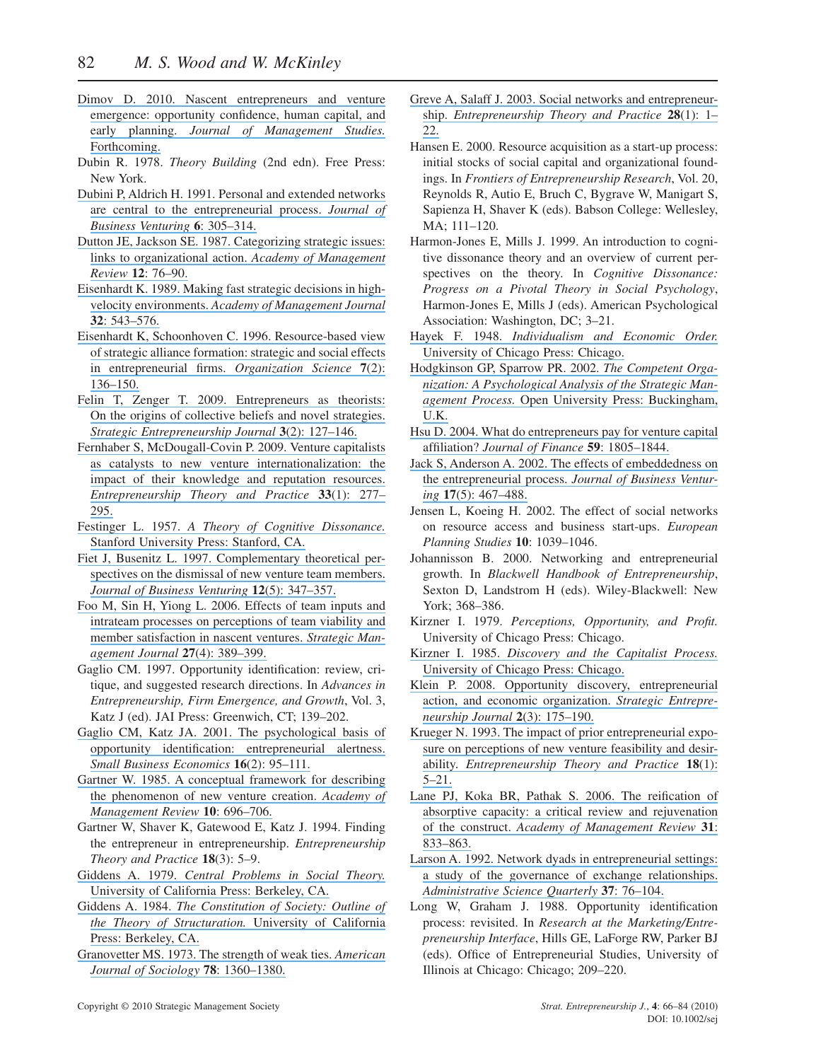Dimov D. 2010. Nascent entrepreneurs and venture emergence: opportunity confidence, human capital, and early planning. *Journal of Management Studies*. Forthcoming.

Dubin R. 1978. *Theory Building* (2nd edn). Free Press: New York.

Dubini P, Aldrich H. 1991. Personal and extended networks are central to the entrepreneurial process. *Journal of Business Venturing* **6**: 305–314.

Dutton JE, Jackson SE. 1987. Categorizing strategic issues: links to organizational action. *Academy of Management Review* **12**: 76–90.

Eisenhardt K. 1989. Making fast strategic decisions in high-velocity environments. *Academy of Management Journal* **32**: 543–576.

Eisenhardt K, Schoonhoven C. 1996. Resource-based view of strategic alliance formation: strategic and social effects in entrepreneurial firms. *Organization Science* **7**(2): 136–150.

Felin T, Zenger T. 2009. Entrepreneurs as theorists: On the origins of collective beliefs and novel strategies. *Strategic Entrepreneurship Journal* **3**(2): 127–146.

Fernhaber S, McDougall-Covin P. 2009. Venture capitalists as catalysts to new venture internationalization: the impact of their knowledge and reputation resources. *Entrepreneurship Theory and Practice* **33**(1): 277–295.

Festinger L. 1957. *A Theory of Cognitive Dissonance*. Stanford University Press: Stanford, CA.

Fiet J, Busenitz L. 1997. Complementary theoretical perspectives on the dismissal of new venture team members. *Journal of Business Venturing* **12**(5): 347–357.

Foo M, Sin H, Yiong L. 2006. Effects of team inputs and intrateam processes on perceptions of team viability and member satisfaction in nascent ventures. *Strategic Management Journal* **27**(4): 389–399.

Gaglio CM. 1997. Opportunity identification: review, critique, and suggested research directions. In *Advances in Entrepreneurship, Firm Emergence, and Growth*, Vol. 3, Katz J (ed). JAI Press: Greenwich, CT; 139–202.

Gaglio CM, Katz JA. 2001. The psychological basis of opportunity identification: entrepreneurial alertness. *Small Business Economics* **16**(2): 95–111.

Gartner W. 1985. A conceptual framework for describing the phenomenon of new venture creation. *Academy of Management Review* **10**: 696–706.

Gartner W, Shaver K, Gatewood E, Katz J. 1994. Finding the entrepreneur in entrepreneurship. *Entrepreneurship Theory and Practice* **18**(3): 5–9.

Giddens A. 1979. *Central Problems in Social Theory*. University of California Press: Berkeley, CA.

Giddens A. 1984. *The Constitution of Society: Outline of the Theory of Structuration*. University of California Press: Berkeley, CA.

Granovetter MS. 1973. The strength of weak ties. *American Journal of Sociology* **78**: 1360–1380.

Greve A, Salaff J. 2003. Social networks and entrepreneurship. *Entrepreneurship Theory and Practice* **28**(1): 1–22.

Hansen E. 2000. Resource acquisition as a start-up process: initial stocks of social capital and organizational foundings. In *Frontiers of Entrepreneurship Research*, Vol. 20, Reynolds R, Autio E, Bruch C, Bygrave W, Manigart S, Sapienza H, Shaver K (eds). Babson College: Wellesley, MA; 111–120.

Harmon-Jones E, Mills J. 1999. An introduction to cognitive dissonance theory and an overview of current perspectives on the theory. In *Cognitive Dissonance: Progress on a Pivotal Theory in Social Psychology*, Harmon-Jones E, Mills J (eds). American Psychological Association: Washington, DC; 3–21.

Hayek F. 1948. *Individualism and Economic Order*. University of Chicago Press: Chicago.

Hodgkinson GP, Sparrow PR. 2002. *The Competent Organization: A Psychological Analysis of the Strategic Management Process*. Open University Press: Buckingham, U.K.

Hsu D. 2004. What do entrepreneurs pay for venture capital affiliation? *Journal of Finance* **59**: 1805–1844.

Jack S, Anderson A. 2002. The effects of embeddedness on the entrepreneurial process. *Journal of Business Venturing* **17**(5): 467–488.

Jensen L, Koeing H. 2002. The effect of social networks on resource access and business start-ups. *European Planning Studies* **10**: 1039–1046.

Johannisson B. 2000. Networking and entrepreneurial growth. In *Blackwell Handbook of Entrepreneurship*, Sexton D, Landstrom H (eds). Wiley-Blackwell: New York; 368–386.

Kirzner I. 1979. *Perceptions, Opportunity, and Profit*. University of Chicago Press: Chicago.

Kirzner I. 1985. *Discovery and the Capitalist Process*. University of Chicago Press: Chicago.

Klein P. 2008. Opportunity discovery, entrepreneurial action, and economic organization. *Strategic Entrepreneurship Journal* **2**(3): 175–190.

Krueger N. 1993. The impact of prior entrepreneurial exposure on perceptions of new venture feasibility and desirability. *Entrepreneurship Theory and Practice* **18**(1): 5–21.

Lane PJ, Koka BR, Pathak S. 2006. The reification of absorptive capacity: a critical review and rejuvenation of the construct. *Academy of Management Review* **31**: 833–863.

Larson A. 1992. Network dyads in entrepreneurial settings: a study of the governance of exchange relationships. *Administrative Science Quarterly* **37**: 76–104.

Long W, Graham J. 1988. Opportunity identification process: revisited. In *Research at the Marketing/Entrepreneurship Interface*, Hills GE, LaForge RW, Parker BJ (eds). Office of Entrepreneurial Studies, University of Illinois at Chicago: Chicago; 209–220.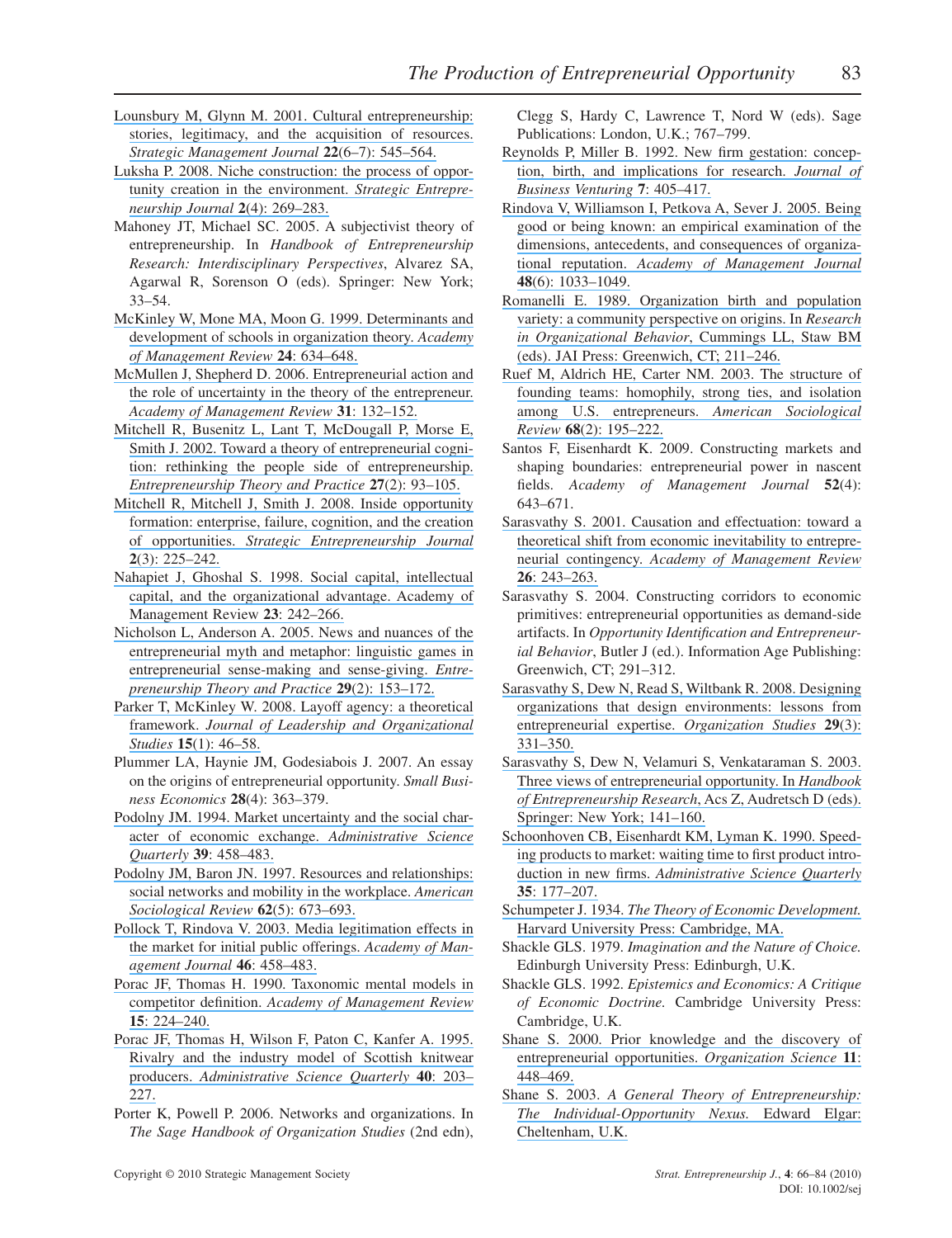Lounsbury M, Glynn M. 2001. Cultural entrepreneurship: stories, legitimacy, and the acquisition of resources. *Strategic Management Journal* **22**(6–7): 545–564.

Luksha P. 2008. Niche construction: the process of opportunity creation in the environment. *Strategic Entrepreneurship Journal* **2**(4): 269–283.

Mahoney JT, Michael SC. 2005. A subjectivist theory of entrepreneurship. In *Handbook of Entrepreneurship Research: Interdisciplinary Perspectives*, Alvarez SA, Agarwal R, Sorenson O (eds). Springer: New York; 33–54.

McKinley W, Mone MA, Moon G. 1999. Determinants and development of schools in organization theory. *Academy of Management Review* **24**: 634–648.

McMullen J, Shepherd D. 2006. Entrepreneurial action and the role of uncertainty in the theory of the entrepreneur. *Academy of Management Review* **31**: 132–152.

Mitchell R, Busenitz L, Lant T, McDougall P, Morse E, Smith J. 2002. Toward a theory of entrepreneurial cognition: rethinking the people side of entrepreneurship. *Entrepreneurship Theory and Practice* **27**(2): 93–105.

Mitchell R, Mitchell J, Smith J. 2008. Inside opportunity formation: enterprise, failure, cognition, and the creation of opportunities. *Strategic Entrepreneurship Journal* **2**(3): 225–242.

Nahapiet J, Ghoshal S. 1998. Social capital, intellectual capital, and the organizational advantage. Academy of Management Review **23**: 242–266.

Nicholson L, Anderson A. 2005. News and nuances of the entrepreneurial myth and metaphor: linguistic games in entrepreneurial sense-making and sense-giving. *Entrepreneurship Theory and Practice* **29**(2): 153–172.

Parker T, McKinley W. 2008. Layoff agency: a theoretical framework. *Journal of Leadership and Organizational Studies* **15**(1): 46–58.

Plummer LA, Haynie JM, Godesiabois J. 2007. An essay on the origins of entrepreneurial opportunity. *Small Business Economics* **28**(4): 363–379.

Podolny JM. 1994. Market uncertainty and the social character of economic exchange. *Administrative Science Quarterly* **39**: 458–483.

Podolny JM, Baron JN. 1997. Resources and relationships: social networks and mobility in the workplace. *American Sociological Review* **62**(5): 673–693.

Pollock T, Rindova V. 2003. Media legitimation effects in the market for initial public offerings. *Academy of Management Journal* **46**: 458–483.

Porac JF, Thomas H. 1990. Taxonomic mental models in competitor definition. *Academy of Management Review* **15**: 224–240.

Porac JF, Thomas H, Wilson F, Paton C, Kanfer A. 1995. Rivalry and the industry model of Scottish knitwear producers. *Administrative Science Quarterly* **40**: 203–227.

Porter K, Powell P. 2006. Networks and organizations. In *The Sage Handbook of Organization Studies* (2nd edn), Clegg S, Hardy C, Lawrence T, Nord W (eds). Sage Publications: London, U.K.; 767–799.

Reynolds P, Miller B. 1992. New firm gestation: conception, birth, and implications for research. *Journal of Business Venturing* **7**: 405–417.

Rindova V, Williamson I, Petkova A, Sever J. 2005. Being good or being known: an empirical examination of the dimensions, antecedents, and consequences of organizational reputation. *Academy of Management Journal* **48**(6): 1033–1049.

Romanelli E. 1989. Organization birth and population variety: a community perspective on origins. In *Research in Organizational Behavior*, Cummings LL, Staw BM (eds). JAI Press: Greenwich, CT; 211–246.

Ruef M, Aldrich HE, Carter NM. 2003. The structure of founding teams: homophily, strong ties, and isolation among U.S. entrepreneurs. *American Sociological Review* **68**(2): 195–222.

Santos F, Eisenhardt K. 2009. Constructing markets and shaping boundaries: entrepreneurial power in nascent fields. *Academy of Management Journal* **52**(4): 643–671.

Sarasvathy S. 2001. Causation and effectuation: toward a theoretical shift from economic inevitability to entrepreneurial contingency. *Academy of Management Review* **26**: 243–263.

Sarasvathy S. 2004. Constructing corridors to economic primitives: entrepreneurial opportunities as demand-side artifacts. In *Opportunity Identification and Entrepreneurial Behavior*, Butler J (ed.). Information Age Publishing: Greenwich, CT; 291–312.

Sarasvathy S, Dew N, Read S, Wiltbank R. 2008. Designing organizations that design environments: lessons from entrepreneurial expertise. *Organization Studies* **29**(3): 331–350.

Sarasvathy S, Dew N, Velamuri S, Venkataraman S. 2003. Three views of entrepreneurial opportunity. In *Handbook of Entrepreneurship Research*, Acs Z, Audretsch D (eds). Springer: New York; 141–160.

Schoonhoven CB, Eisenhardt KM, Lyman K. 1990. Speeding products to market: waiting time to first product introduction in new firms. *Administrative Science Quarterly* **35**: 177–207.

Schumpeter J. 1934. *The Theory of Economic Development.* Harvard University Press: Cambridge, MA.

Shackle GLS. 1979. *Imagination and the Nature of Choice.* Edinburgh University Press: Edinburgh, U.K.

Shackle GLS. 1992. *Epistemics and Economics: A Critique of Economic Doctrine.* Cambridge University Press: Cambridge, U.K.

Shane S. 2000. Prior knowledge and the discovery of entrepreneurial opportunities. *Organization Science* **11**: 448–469.

Shane S. 2003. *A General Theory of Entrepreneurship: The Individual-Opportunity Nexus.* Edward Elgar: Cheltenham, U.K.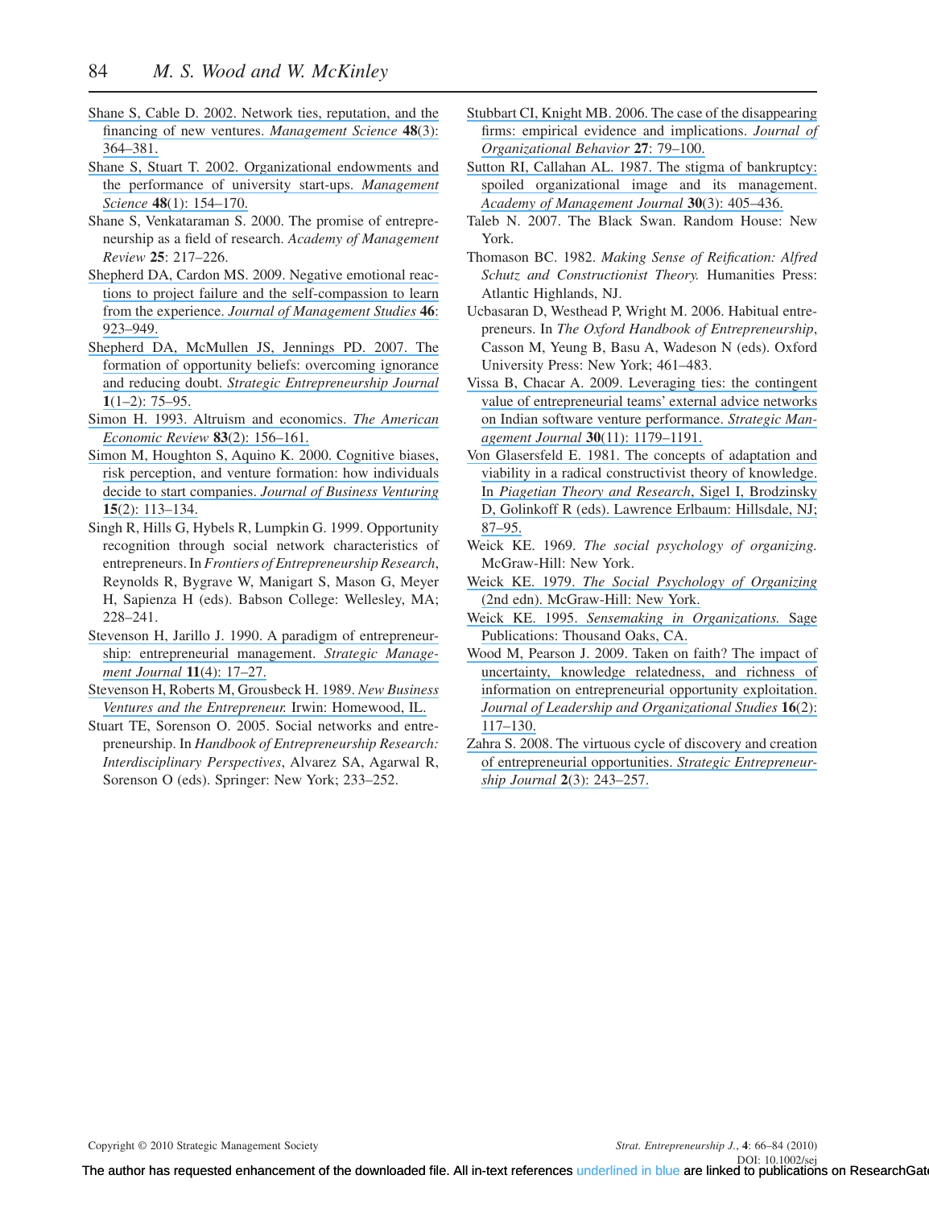Shane S, Cable D. 2002. Network ties, reputation, and the financing of new ventures. *Management Science* **48**(3): 364–381.

Shane S, Stuart T. 2002. Organizational endowments and the performance of university start-ups. *Management Science* **48**(1): 154–170.

Shane S, Venkataraman S. 2000. The promise of entrepreneurship as a field of research. *Academy of Management Review* **25**: 217–226.

Shepherd DA, Cardon MS. 2009. Negative emotional reactions to project failure and the self-compassion to learn from the experience. *Journal of Management Studies* **46**: 923–949.

Shepherd DA, McMullen JS, Jennings PD. 2007. The formation of opportunity beliefs: overcoming ignorance and reducing doubt. *Strategic Entrepreneurship Journal* **1**(1–2): 75–95.

Simon H. 1993. Altruism and economics. *The American Economic Review* **83**(2): 156–161.

Simon M, Houghton S, Aquino K. 2000. Cognitive biases, risk perception, and venture formation: how individuals decide to start companies. *Journal of Business Venturing* **15**(2): 113–134.

Singh R, Hills G, Hybels R, Lumpkin G. 1999. Opportunity recognition through social network characteristics of entrepreneurs. In *Frontiers of Entrepreneurship Research*, Reynolds R, Bygrave W, Manigart S, Mason G, Meyer H, Sapienza H (eds). Babson College: Wellesley, MA; 228–241.

Stevenson H, Jarillo J. 1990. A paradigm of entrepreneurship: entrepreneurial management. *Strategic Management Journal* **11**(4): 17–27.

Stevenson H, Roberts M, Grousbeck H. 1989. *New Business Ventures and the Entrepreneur.* Irwin: Homewood, IL.

Stuart TE, Sorenson O. 2005. Social networks and entrepreneurship. In *Handbook of Entrepreneurship Research: Interdisciplinary Perspectives*, Alvarez SA, Agarwal R, Sorenson O (eds). Springer: New York; 233–252.

Stubbart CI, Knight MB. 2006. The case of the disappearing firms: empirical evidence and implications. *Journal of Organizational Behavior* **27**: 79–100.

Sutton RI, Callahan AL. 1987. The stigma of bankruptcy: spoiled organizational image and its management. *Academy of Management Journal* **30**(3): 405–436.

Taleb N. 2007. The Black Swan. Random House: New York.

Thomason BC. 1982. *Making Sense of Reification: Alfred Schutz and Constructionist Theory.* Humanities Press: Atlantic Highlands, NJ.

Ucbasaran D, Westhead P, Wright M. 2006. Habitual entrepreneurs. In *The Oxford Handbook of Entrepreneurship*, Casson M, Yeung B, Basu A, Wadeson N (eds). Oxford University Press: New York; 461–483.

Vissa B, Chacar A. 2009. Leveraging ties: the contingent value of entrepreneurial teams' external advice networks on Indian software venture performance. *Strategic Management Journal* **30**(11): 1179–1191.

Von Glasersfeld E. 1981. The concepts of adaptation and viability in a radical constructivist theory of knowledge. In *Piagetian Theory and Research*, Sigel I, Brodzinsky D, Golinkoff R (eds). Lawrence Erlbaum: Hillsdale, NJ; 87–95.

Weick KE. 1969. *The social psychology of organizing.* McGraw-Hill: New York.

Weick KE. 1979. *The Social Psychology of Organizing* (2nd edn). McGraw-Hill: New York.

Weick KE. 1995. *Sensemaking in Organizations.* Sage Publications: Thousand Oaks, CA.

Wood M, Pearson J. 2009. Taken on faith? The impact of uncertainty, knowledge relatedness, and richness of information on entrepreneurial opportunity exploitation. *Journal of Leadership and Organizational Studies* **16**(2): 117–130.

Zahra S. 2008. The virtuous cycle of discovery and creation of entrepreneurial opportunities. *Strategic Entrepreneurship Journal* **2**(3): 243–257.